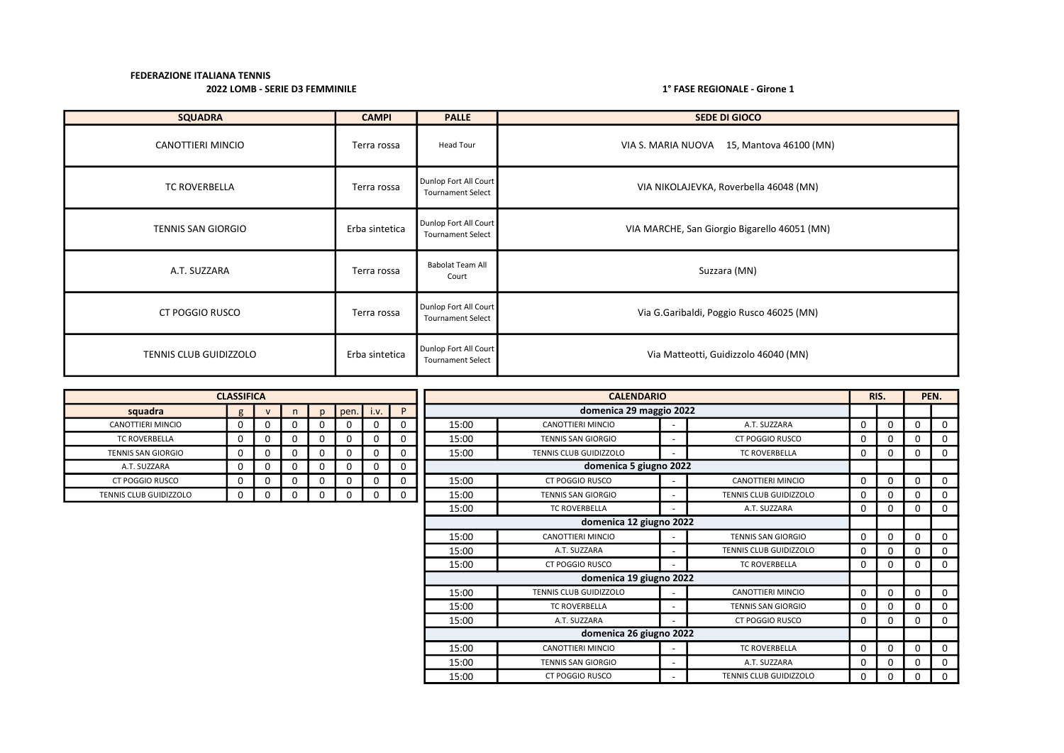**FEDERAZIONE ITALIANA TENNIS**

**2022 LOMB - SERIE D3 FEMMINILE**

**1° FASE REGIONALE - Girone 1**

| SQUADRA | CAMPI | PALLE | SEDE DI GIOCO |
|---|---|---|---|
| CANOTTIERI MINCIO | Terra rossa | Head Tour | VIA S. MARIA NUOVA 15, Mantova 46100 (MN) |
| TC ROVERBELLA | Terra rossa | Dunlop Fort All Court Tournament Select | VIA NIKOLAJEVKA, Roverbella 46048 (MN) |
| TENNIS SAN GIORGIO | Erba sintetica | Dunlop Fort All Court Tournament Select | VIA MARCHE, San Giorgio Bigarello 46051 (MN) |
| A.T. SUZZARA | Terra rossa | Babolat Team All Court | Suzzara (MN) |
| CT POGGIO RUSCO | Terra rossa | Dunlop Fort All Court Tournament Select | Via G.Garibaldi, Poggio Rusco 46025 (MN) |
| TENNIS CLUB GUIDIZZOLO | Erba sintetica | Dunlop Fort All Court Tournament Select | Via Matteotti, Guidizzolo 46040 (MN) |

| CLASSIFICA | | | | | | | |
|---|---|---|---|---|---|---|---|
| squadra | g | v | n | p | pen. | i.v. | P |
| CANOTTIERI MINCIO | 0 | 0 | 0 | 0 | 0 | 0 | 0 |
| TC ROVERBELLA | 0 | 0 | 0 | 0 | 0 | 0 | 0 |
| TENNIS SAN GIORGIO | 0 | 0 | 0 | 0 | 0 | 0 | 0 |
| A.T. SUZZARA | 0 | 0 | 0 | 0 | 0 | 0 | 0 |
| CT POGGIO RUSCO | 0 | 0 | 0 | 0 | 0 | 0 | 0 |
| TENNIS CLUB GUIDIZZOLO | 0 | 0 | 0 | 0 | 0 | 0 | 0 |

| CALENDARIO | | | | RIS. | | PEN. | |
|---|---|---|---|---|---|---|---|
| **domenica 29 maggio 2022** | | | | | | | |
| 15:00 | CANOTTIERI MINCIO | - | A.T. SUZZARA | 0 | 0 | 0 | 0 |
| 15:00 | TENNIS SAN GIORGIO | - | CT POGGIO RUSCO | 0 | 0 | 0 | 0 |
| 15:00 | TENNIS CLUB GUIDIZZOLO | - | TC ROVERBELLA | 0 | 0 | 0 | 0 |
| **domenica 5 giugno 2022** | | | | | | | |
| 15:00 | CT POGGIO RUSCO | - | CANOTTIERI MINCIO | 0 | 0 | 0 | 0 |
| 15:00 | TENNIS SAN GIORGIO | - | TENNIS CLUB GUIDIZZOLO | 0 | 0 | 0 | 0 |
| 15:00 | TC ROVERBELLA | - | A.T. SUZZARA | 0 | 0 | 0 | 0 |
| **domenica 12 giugno 2022** | | | | | | | |
| 15:00 | CANOTTIERI MINCIO | - | TENNIS SAN GIORGIO | 0 | 0 | 0 | 0 |
| 15:00 | A.T. SUZZARA | - | TENNIS CLUB GUIDIZZOLO | 0 | 0 | 0 | 0 |
| 15:00 | CT POGGIO RUSCO | - | TC ROVERBELLA | 0 | 0 | 0 | 0 |
| **domenica 19 giugno 2022** | | | | | | | |
| 15:00 | TENNIS CLUB GUIDIZZOLO | - | CANOTTIERI MINCIO | 0 | 0 | 0 | 0 |
| 15:00 | TC ROVERBELLA | - | TENNIS SAN GIORGIO | 0 | 0 | 0 | 0 |
| 15:00 | A.T. SUZZARA | - | CT POGGIO RUSCO | 0 | 0 | 0 | 0 |
| **domenica 26 giugno 2022** | | | | | | | |
| 15:00 | CANOTTIERI MINCIO | - | TC ROVERBELLA | 0 | 0 | 0 | 0 |
| 15:00 | TENNIS SAN GIORGIO | - | A.T. SUZZARA | 0 | 0 | 0 | 0 |
| 15:00 | CT POGGIO RUSCO | - | TENNIS CLUB GUIDIZZOLO | 0 | 0 | 0 | 0 |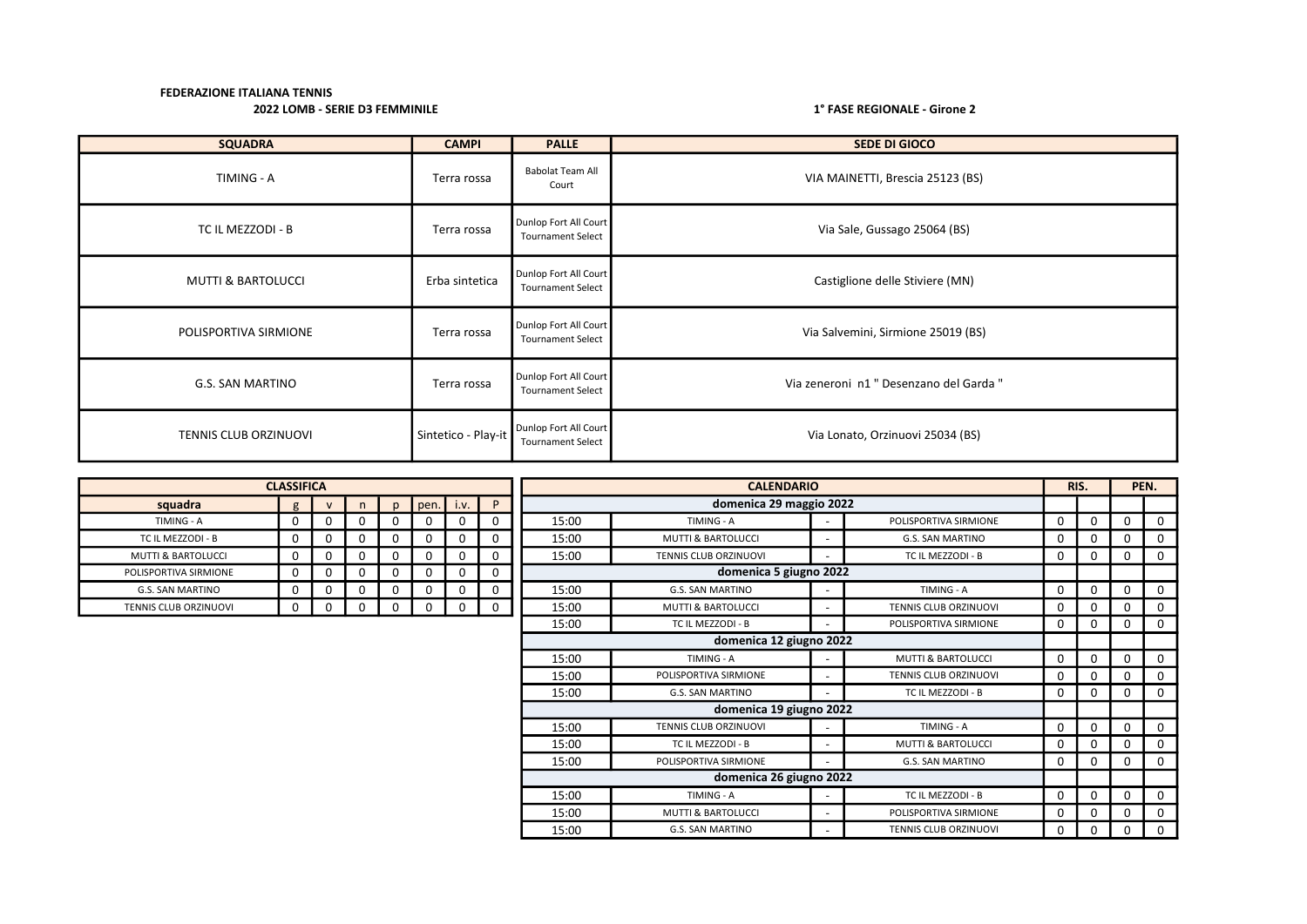**FEDERAZIONE ITALIANA TENNIS**

**2022 LOMB - SERIE D3 FEMMINILE**

**1° FASE REGIONALE - Girone 2**

| SQUADRA | CAMPI | PALLE | SEDE DI GIOCO |
|---|---|---|---|
| TIMING - A | Terra rossa | Babolat Team All Court | VIA MAINETTI, Brescia 25123 (BS) |
| TC IL MEZZODI - B | Terra rossa | Dunlop Fort All Court Tournament Select | Via Sale, Gussago 25064 (BS) |
| MUTTI & BARTOLUCCI | Erba sintetica | Dunlop Fort All Court Tournament Select | Castiglione delle Stiviere (MN) |
| POLISPORTIVA SIRMIONE | Terra rossa | Dunlop Fort All Court Tournament Select | Via Salvemini, Sirmione 25019 (BS) |
| G.S. SAN MARTINO | Terra rossa | Dunlop Fort All Court Tournament Select | Via zeneroni n1 " Desenzano del Garda " |
| TENNIS CLUB ORZINUOVI | Sintetico - Play-it | Dunlop Fort All Court Tournament Select | Via Lonato, Orzinuovi 25034 (BS) |

| CLASSIFICA | | | | | | | |
|---|---|---|---|---|---|---|---|
| **squadra** | **g** | **v** | **n** | **p** | **pen.** | **i.v.** | **P** |
| TIMING - A | 0 | 0 | 0 | 0 | 0 | 0 | 0 |
| TC IL MEZZODI - B | 0 | 0 | 0 | 0 | 0 | 0 | 0 |
| MUTTI & BARTOLUCCI | 0 | 0 | 0 | 0 | 0 | 0 | 0 |
| POLISPORTIVA SIRMIONE | 0 | 0 | 0 | 0 | 0 | 0 | 0 |
| G.S. SAN MARTINO | 0 | 0 | 0 | 0 | 0 | 0 | 0 |
| TENNIS CLUB ORZINUOVI | 0 | 0 | 0 | 0 | 0 | 0 | 0 |

| CALENDARIO | | | | RIS. | | PEN. | |
|---|---|---|---|---|---|---|---|
| **domenica 29 maggio 2022** | | | | | | | |
| 15:00 | TIMING - A | - | POLISPORTIVA SIRMIONE | 0 | 0 | 0 | 0 |
| 15:00 | MUTTI & BARTOLUCCI | - | G.S. SAN MARTINO | 0 | 0 | 0 | 0 |
| 15:00 | TENNIS CLUB ORZINUOVI | - | TC IL MEZZODI - B | 0 | 0 | 0 | 0 |
| **domenica 5 giugno 2022** | | | | | | | |
| 15:00 | G.S. SAN MARTINO | - | TIMING - A | 0 | 0 | 0 | 0 |
| 15:00 | MUTTI & BARTOLUCCI | - | TENNIS CLUB ORZINUOVI | 0 | 0 | 0 | 0 |
| 15:00 | TC IL MEZZODI - B | - | POLISPORTIVA SIRMIONE | 0 | 0 | 0 | 0 |
| **domenica 12 giugno 2022** | | | | | | | |
| 15:00 | TIMING - A | - | MUTTI & BARTOLUCCI | 0 | 0 | 0 | 0 |
| 15:00 | POLISPORTIVA SIRMIONE | - | TENNIS CLUB ORZINUOVI | 0 | 0 | 0 | 0 |
| 15:00 | G.S. SAN MARTINO | - | TC IL MEZZODI - B | 0 | 0 | 0 | 0 |
| **domenica 19 giugno 2022** | | | | | | | |
| 15:00 | TENNIS CLUB ORZINUOVI | - | TIMING - A | 0 | 0 | 0 | 0 |
| 15:00 | TC IL MEZZODI - B | - | MUTTI & BARTOLUCCI | 0 | 0 | 0 | 0 |
| 15:00 | POLISPORTIVA SIRMIONE | - | G.S. SAN MARTINO | 0 | 0 | 0 | 0 |
| **domenica 26 giugno 2022** | | | | | | | |
| 15:00 | TIMING - A | - | TC IL MEZZODI - B | 0 | 0 | 0 | 0 |
| 15:00 | MUTTI & BARTOLUCCI | - | POLISPORTIVA SIRMIONE | 0 | 0 | 0 | 0 |
| 15:00 | G.S. SAN MARTINO | - | TENNIS CLUB ORZINUOVI | 0 | 0 | 0 | 0 |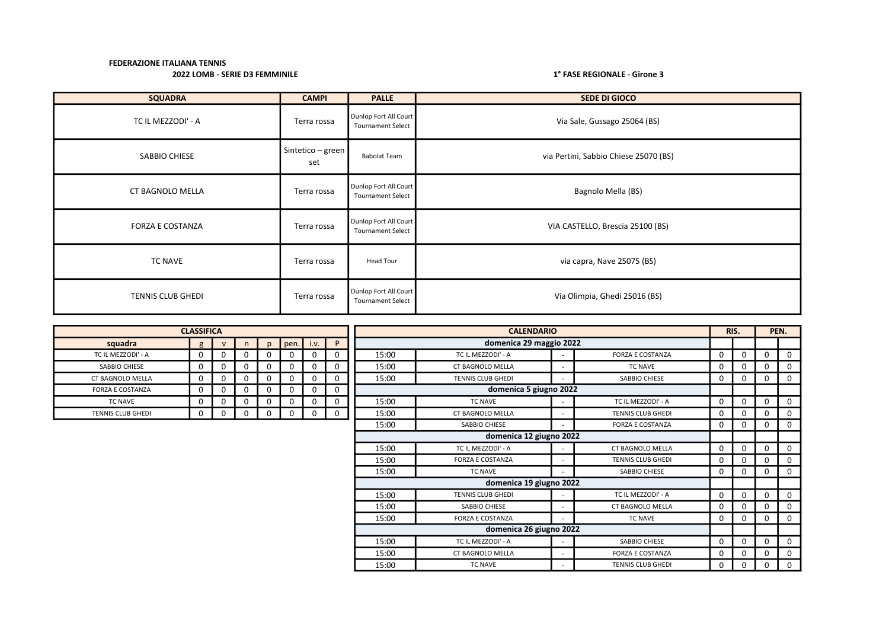**FEDERAZIONE ITALIANA TENNIS**

**2022 LOMB - SERIE D3 FEMMINILE**

**1° FASE REGIONALE - Girone 3**

| SQUADRA | CAMPI | PALLE | SEDE DI GIOCO |
|---|---|---|---|
| TC IL MEZZODI' - A | Terra rossa | Dunlop Fort All Court Tournament Select | Via Sale, Gussago 25064 (BS) |
| SABBIO CHIESE | Sintetico – green set | Babolat Team | via Pertini, Sabbio Chiese 25070 (BS) |
| CT BAGNOLO MELLA | Terra rossa | Dunlop Fort All Court Tournament Select | Bagnolo Mella (BS) |
| FORZA E COSTANZA | Terra rossa | Dunlop Fort All Court Tournament Select | VIA CASTELLO, Brescia 25100 (BS) |
| TC NAVE | Terra rossa | Head Tour | via capra, Nave 25075 (BS) |
| TENNIS CLUB GHEDI | Terra rossa | Dunlop Fort All Court Tournament Select | Via Olimpia, Ghedi 25016 (BS) |

| CLASSIFICA | | | | | | | |
|---|---|---|---|---|---|---|---|
| squadra | g | v | n | p | pen. | i.v. | P |
| TC IL MEZZODI' - A | 0 | 0 | 0 | 0 | 0 | 0 | 0 |
| SABBIO CHIESE | 0 | 0 | 0 | 0 | 0 | 0 | 0 |
| CT BAGNOLO MELLA | 0 | 0 | 0 | 0 | 0 | 0 | 0 |
| FORZA E COSTANZA | 0 | 0 | 0 | 0 | 0 | 0 | 0 |
| TC NAVE | 0 | 0 | 0 | 0 | 0 | 0 | 0 |
| TENNIS CLUB GHEDI | 0 | 0 | 0 | 0 | 0 | 0 | 0 |

| CALENDARIO | | | | RIS. | | PEN. | |
|---|---|---|---|---|---|---|---|
| **domenica 29 maggio 2022** | | | | | | | |
| 15:00 | TC IL MEZZODI' - A | - | FORZA E COSTANZA | 0 | 0 | 0 | 0 |
| 15:00 | CT BAGNOLO MELLA | - | TC NAVE | 0 | 0 | 0 | 0 |
| 15:00 | TENNIS CLUB GHEDI | - | SABBIO CHIESE | 0 | 0 | 0 | 0 |
| **domenica 5 giugno 2022** | | | | | | | |
| 15:00 | TC NAVE | - | TC IL MEZZODI' - A | 0 | 0 | 0 | 0 |
| 15:00 | CT BAGNOLO MELLA | - | TENNIS CLUB GHEDI | 0 | 0 | 0 | 0 |
| 15:00 | SABBIO CHIESE | - | FORZA E COSTANZA | 0 | 0 | 0 | 0 |
| **domenica 12 giugno 2022** | | | | | | | |
| 15:00 | TC IL MEZZODI' - A | - | CT BAGNOLO MELLA | 0 | 0 | 0 | 0 |
| 15:00 | FORZA E COSTANZA | - | TENNIS CLUB GHEDI | 0 | 0 | 0 | 0 |
| 15:00 | TC NAVE | - | SABBIO CHIESE | 0 | 0 | 0 | 0 |
| **domenica 19 giugno 2022** | | | | | | | |
| 15:00 | TENNIS CLUB GHEDI | - | TC IL MEZZODI' - A | 0 | 0 | 0 | 0 |
| 15:00 | SABBIO CHIESE | - | CT BAGNOLO MELLA | 0 | 0 | 0 | 0 |
| 15:00 | FORZA E COSTANZA | - | TC NAVE | 0 | 0 | 0 | 0 |
| **domenica 26 giugno 2022** | | | | | | | |
| 15:00 | TC IL MEZZODI' - A | - | SABBIO CHIESE | 0 | 0 | 0 | 0 |
| 15:00 | CT BAGNOLO MELLA | - | FORZA E COSTANZA | 0 | 0 | 0 | 0 |
| 15:00 | TC NAVE | - | TENNIS CLUB GHEDI | 0 | 0 | 0 | 0 |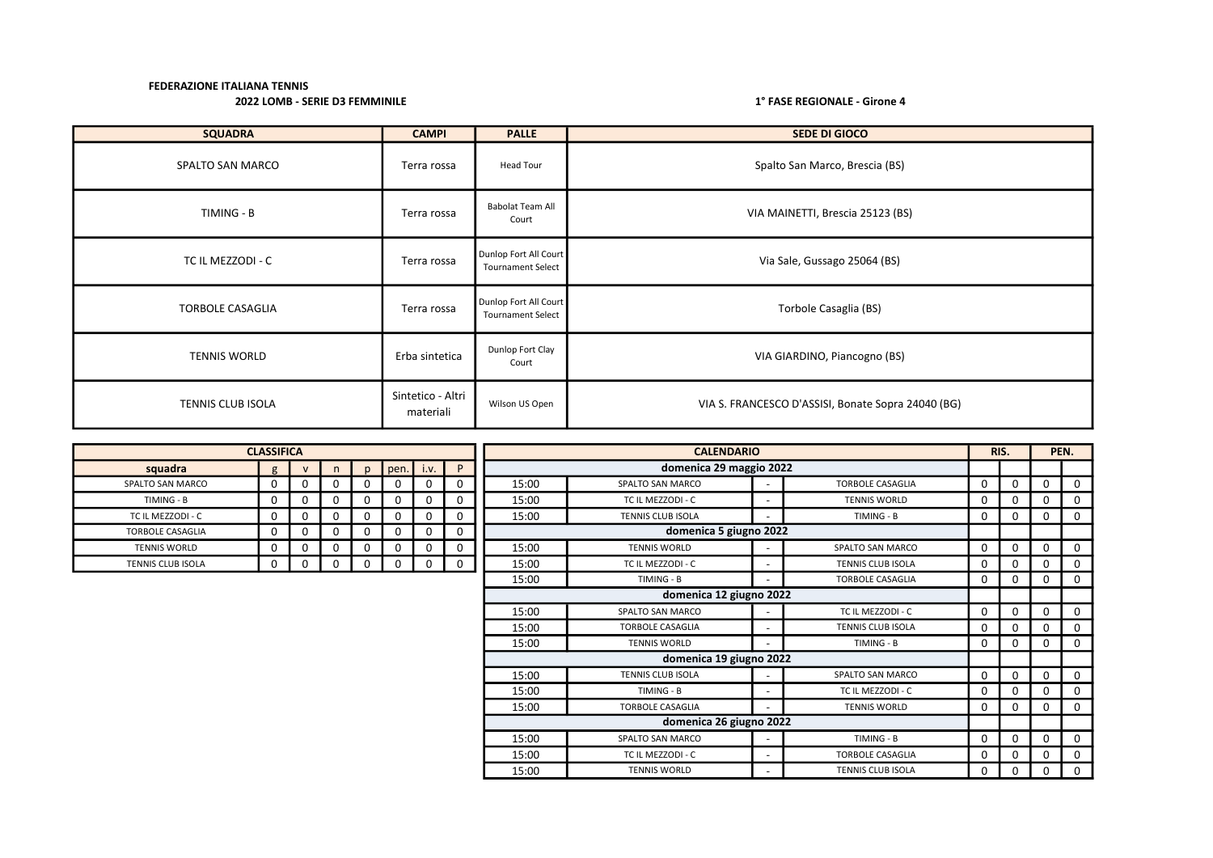**FEDERAZIONE ITALIANA TENNIS**

**2022 LOMB - SERIE D3 FEMMINILE**

**1° FASE REGIONALE - Girone 4**

| SQUADRA | CAMPI | PALLE | SEDE DI GIOCO |
|---|---|---|---|
| SPALTO SAN MARCO | Terra rossa | Head Tour | Spalto San Marco, Brescia (BS) |
| TIMING - B | Terra rossa | Babolat Team All Court | VIA MAINETTI, Brescia 25123 (BS) |
| TC IL MEZZODI - C | Terra rossa | Dunlop Fort All Court Tournament Select | Via Sale, Gussago 25064 (BS) |
| TORBOLE CASAGLIA | Terra rossa | Dunlop Fort All Court Tournament Select | Torbole Casaglia (BS) |
| TENNIS WORLD | Erba sintetica | Dunlop Fort Clay Court | VIA GIARDINO, Piancogno (BS) |
| TENNIS CLUB ISOLA | Sintetico - Altri materiali | Wilson US Open | VIA S. FRANCESCO D'ASSISI, Bonate Sopra 24040 (BG) |

**CLASSIFICA**

| squadra | g | v | n | p | pen. | i.v. | P |
|---|---|---|---|---|---|---|---|
| SPALTO SAN MARCO | 0 | 0 | 0 | 0 | 0 | 0 | 0 |
| TIMING - B | 0 | 0 | 0 | 0 | 0 | 0 | 0 |
| TC IL MEZZODI - C | 0 | 0 | 0 | 0 | 0 | 0 | 0 |
| TORBOLE CASAGLIA | 0 | 0 | 0 | 0 | 0 | 0 | 0 |
| TENNIS WORLD | 0 | 0 | 0 | 0 | 0 | 0 | 0 |
| TENNIS CLUB ISOLA | 0 | 0 | 0 | 0 | 0 | 0 | 0 |

**CALENDARIO**

| Ora | Casa | | Ospite | RIS. | | PEN. | |
|---|---|---|---|---|---|---|---|
| **domenica 29 maggio 2022** | | | | | | | |
| 15:00 | SPALTO SAN MARCO | - | TORBOLE CASAGLIA | 0 | 0 | 0 | 0 |
| 15:00 | TC IL MEZZODI - C | - | TENNIS WORLD | 0 | 0 | 0 | 0 |
| 15:00 | TENNIS CLUB ISOLA | - | TIMING - B | 0 | 0 | 0 | 0 |
| **domenica 5 giugno 2022** | | | | | | | |
| 15:00 | TENNIS WORLD | - | SPALTO SAN MARCO | 0 | 0 | 0 | 0 |
| 15:00 | TC IL MEZZODI - C | - | TENNIS CLUB ISOLA | 0 | 0 | 0 | 0 |
| 15:00 | TIMING - B | - | TORBOLE CASAGLIA | 0 | 0 | 0 | 0 |
| **domenica 12 giugno 2022** | | | | | | | |
| 15:00 | SPALTO SAN MARCO | - | TC IL MEZZODI - C | 0 | 0 | 0 | 0 |
| 15:00 | TORBOLE CASAGLIA | - | TENNIS CLUB ISOLA | 0 | 0 | 0 | 0 |
| 15:00 | TENNIS WORLD | - | TIMING - B | 0 | 0 | 0 | 0 |
| **domenica 19 giugno 2022** | | | | | | | |
| 15:00 | TENNIS CLUB ISOLA | - | SPALTO SAN MARCO | 0 | 0 | 0 | 0 |
| 15:00 | TIMING - B | - | TC IL MEZZODI - C | 0 | 0 | 0 | 0 |
| 15:00 | TORBOLE CASAGLIA | - | TENNIS WORLD | 0 | 0 | 0 | 0 |
| **domenica 26 giugno 2022** | | | | | | | |
| 15:00 | SPALTO SAN MARCO | - | TIMING - B | 0 | 0 | 0 | 0 |
| 15:00 | TC IL MEZZODI - C | - | TORBOLE CASAGLIA | 0 | 0 | 0 | 0 |
| 15:00 | TENNIS WORLD | - | TENNIS CLUB ISOLA | 0 | 0 | 0 | 0 |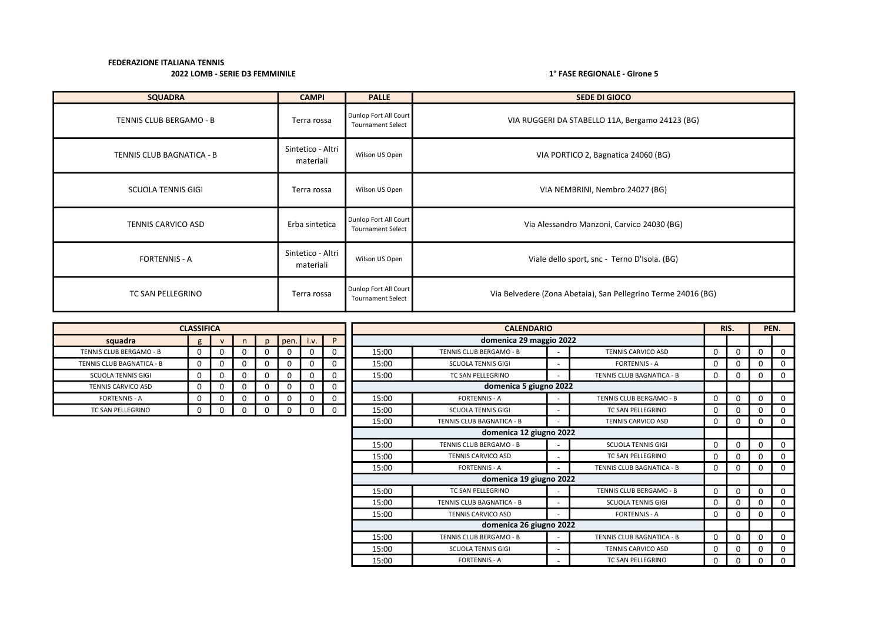**FEDERAZIONE ITALIANA TENNIS**

**2022 LOMB - SERIE D3 FEMMINILE**

**1° FASE REGIONALE - Girone 5**

| SQUADRA | CAMPI | PALLE | SEDE DI GIOCO |
|---|---|---|---|
| TENNIS CLUB BERGAMO - B | Terra rossa | Dunlop Fort All Court Tournament Select | VIA RUGGERI DA STABELLO 11A, Bergamo 24123 (BG) |
| TENNIS CLUB BAGNATICA - B | Sintetico - Altri materiali | Wilson US Open | VIA PORTICO 2, Bagnatica 24060 (BG) |
| SCUOLA TENNIS GIGI | Terra rossa | Wilson US Open | VIA NEMBRINI, Nembro 24027 (BG) |
| TENNIS CARVICO ASD | Erba sintetica | Dunlop Fort All Court Tournament Select | Via Alessandro Manzoni, Carvico 24030 (BG) |
| FORTENNIS - A | Sintetico - Altri materiali | Wilson US Open | Viale dello sport, snc - Terno D'Isola. (BG) |
| TC SAN PELLEGRINO | Terra rossa | Dunlop Fort All Court Tournament Select | Via Belvedere (Zona Abetaia), San Pellegrino Terme 24016 (BG) |

| CLASSIFICA | | | | | | | |
|---|---|---|---|---|---|---|---|
| squadra | g | v | n | p | pen. | i.v. | P |
| TENNIS CLUB BERGAMO - B | 0 | 0 | 0 | 0 | 0 | 0 | 0 |
| TENNIS CLUB BAGNATICA - B | 0 | 0 | 0 | 0 | 0 | 0 | 0 |
| SCUOLA TENNIS GIGI | 0 | 0 | 0 | 0 | 0 | 0 | 0 |
| TENNIS CARVICO ASD | 0 | 0 | 0 | 0 | 0 | 0 | 0 |
| FORTENNIS - A | 0 | 0 | 0 | 0 | 0 | 0 | 0 |
| TC SAN PELLEGRINO | 0 | 0 | 0 | 0 | 0 | 0 | 0 |

| CALENDARIO | | | | RIS. | | PEN. | |
|---|---|---|---|---|---|---|---|
| **domenica 29 maggio 2022** | | | | | | | |
| 15:00 | TENNIS CLUB BERGAMO - B | - | TENNIS CARVICO ASD | 0 | 0 | 0 | 0 |
| 15:00 | SCUOLA TENNIS GIGI | - | FORTENNIS - A | 0 | 0 | 0 | 0 |
| 15:00 | TC SAN PELLEGRINO | - | TENNIS CLUB BAGNATICA - B | 0 | 0 | 0 | 0 |
| **domenica 5 giugno 2022** | | | | | | | |
| 15:00 | FORTENNIS - A | - | TENNIS CLUB BERGAMO - B | 0 | 0 | 0 | 0 |
| 15:00 | SCUOLA TENNIS GIGI | - | TC SAN PELLEGRINO | 0 | 0 | 0 | 0 |
| 15:00 | TENNIS CLUB BAGNATICA - B | - | TENNIS CARVICO ASD | 0 | 0 | 0 | 0 |
| **domenica 12 giugno 2022** | | | | | | | |
| 15:00 | TENNIS CLUB BERGAMO - B | - | SCUOLA TENNIS GIGI | 0 | 0 | 0 | 0 |
| 15:00 | TENNIS CARVICO ASD | - | TC SAN PELLEGRINO | 0 | 0 | 0 | 0 |
| 15:00 | FORTENNIS - A | - | TENNIS CLUB BAGNATICA - B | 0 | 0 | 0 | 0 |
| **domenica 19 giugno 2022** | | | | | | | |
| 15:00 | TC SAN PELLEGRINO | - | TENNIS CLUB BERGAMO - B | 0 | 0 | 0 | 0 |
| 15:00 | TENNIS CLUB BAGNATICA - B | - | SCUOLA TENNIS GIGI | 0 | 0 | 0 | 0 |
| 15:00 | TENNIS CARVICO ASD | - | FORTENNIS - A | 0 | 0 | 0 | 0 |
| **domenica 26 giugno 2022** | | | | | | | |
| 15:00 | TENNIS CLUB BERGAMO - B | - | TENNIS CLUB BAGNATICA - B | 0 | 0 | 0 | 0 |
| 15:00 | SCUOLA TENNIS GIGI | - | TENNIS CARVICO ASD | 0 | 0 | 0 | 0 |
| 15:00 | FORTENNIS - A | - | TC SAN PELLEGRINO | 0 | 0 | 0 | 0 |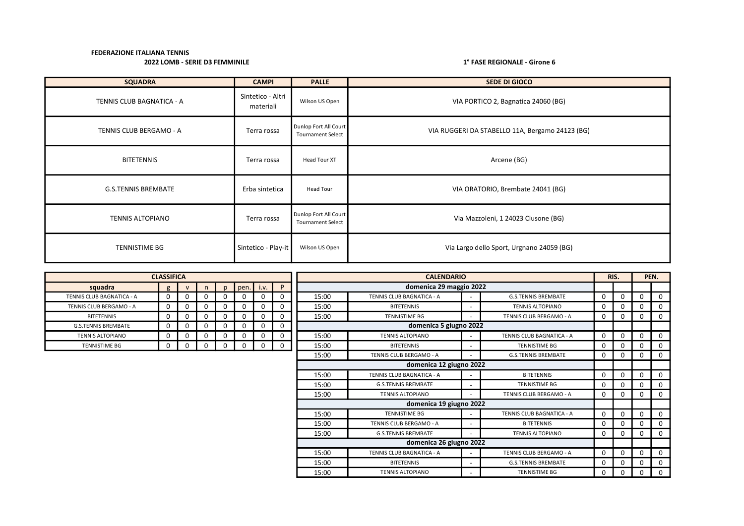**FEDERAZIONE ITALIANA TENNIS**

**2022 LOMB - SERIE D3 FEMMINILE**

**1° FASE REGIONALE - Girone 6**

| SQUADRA | CAMPI | PALLE | SEDE DI GIOCO |
|---|---|---|---|
| TENNIS CLUB BAGNATICA - A | Sintetico - Altri materiali | Wilson US Open | VIA PORTICO 2, Bagnatica 24060 (BG) |
| TENNIS CLUB BERGAMO - A | Terra rossa | Dunlop Fort All Court Tournament Select | VIA RUGGERI DA STABELLO 11A, Bergamo 24123 (BG) |
| BITETENNIS | Terra rossa | Head Tour XT | Arcene (BG) |
| G.S.TENNIS BREMBATE | Erba sintetica | Head Tour | VIA ORATORIO, Brembate 24041 (BG) |
| TENNIS ALTOPIANO | Terra rossa | Dunlop Fort All Court Tournament Select | Via Mazzoleni, 1 24023 Clusone (BG) |
| TENNISTIME BG | Sintetico - Play-it | Wilson US Open | Via Largo dello Sport, Urgnano 24059 (BG) |

| CLASSIFICA | | | | | | | |
|---|---|---|---|---|---|---|---|
| squadra | g | v | n | p | pen. | i.v. | P |
| TENNIS CLUB BAGNATICA - A | 0 | 0 | 0 | 0 | 0 | 0 | 0 |
| TENNIS CLUB BERGAMO - A | 0 | 0 | 0 | 0 | 0 | 0 | 0 |
| BITETENNIS | 0 | 0 | 0 | 0 | 0 | 0 | 0 |
| G.S.TENNIS BREMBATE | 0 | 0 | 0 | 0 | 0 | 0 | 0 |
| TENNIS ALTOPIANO | 0 | 0 | 0 | 0 | 0 | 0 | 0 |
| TENNISTIME BG | 0 | 0 | 0 | 0 | 0 | 0 | 0 |

| CALENDARIO | | | | RIS. | | PEN. | |
|---|---|---|---|---|---|---|---|
| **domenica 29 maggio 2022** | | | | | | | |
| 15:00 | TENNIS CLUB BAGNATICA - A | - | G.S.TENNIS BREMBATE | 0 | 0 | 0 | 0 |
| 15:00 | BITETENNIS | - | TENNIS ALTOPIANO | 0 | 0 | 0 | 0 |
| 15:00 | TENNISTIME BG | - | TENNIS CLUB BERGAMO - A | 0 | 0 | 0 | 0 |
| **domenica 5 giugno 2022** | | | | | | | |
| 15:00 | TENNIS ALTOPIANO | - | TENNIS CLUB BAGNATICA - A | 0 | 0 | 0 | 0 |
| 15:00 | BITETENNIS | - | TENNISTIME BG | 0 | 0 | 0 | 0 |
| 15:00 | TENNIS CLUB BERGAMO - A | - | G.S.TENNIS BREMBATE | 0 | 0 | 0 | 0 |
| **domenica 12 giugno 2022** | | | | | | | |
| 15:00 | TENNIS CLUB BAGNATICA - A | - | BITETENNIS | 0 | 0 | 0 | 0 |
| 15:00 | G.S.TENNIS BREMBATE | - | TENNISTIME BG | 0 | 0 | 0 | 0 |
| 15:00 | TENNIS ALTOPIANO | - | TENNIS CLUB BERGAMO - A | 0 | 0 | 0 | 0 |
| **domenica 19 giugno 2022** | | | | | | | |
| 15:00 | TENNISTIME BG | - | TENNIS CLUB BAGNATICA - A | 0 | 0 | 0 | 0 |
| 15:00 | TENNIS CLUB BERGAMO - A | - | BITETENNIS | 0 | 0 | 0 | 0 |
| 15:00 | G.S.TENNIS BREMBATE | - | TENNIS ALTOPIANO | 0 | 0 | 0 | 0 |
| **domenica 26 giugno 2022** | | | | | | | |
| 15:00 | TENNIS CLUB BAGNATICA - A | - | TENNIS CLUB BERGAMO - A | 0 | 0 | 0 | 0 |
| 15:00 | BITETENNIS | - | G.S.TENNIS BREMBATE | 0 | 0 | 0 | 0 |
| 15:00 | TENNIS ALTOPIANO | - | TENNISTIME BG | 0 | 0 | 0 | 0 |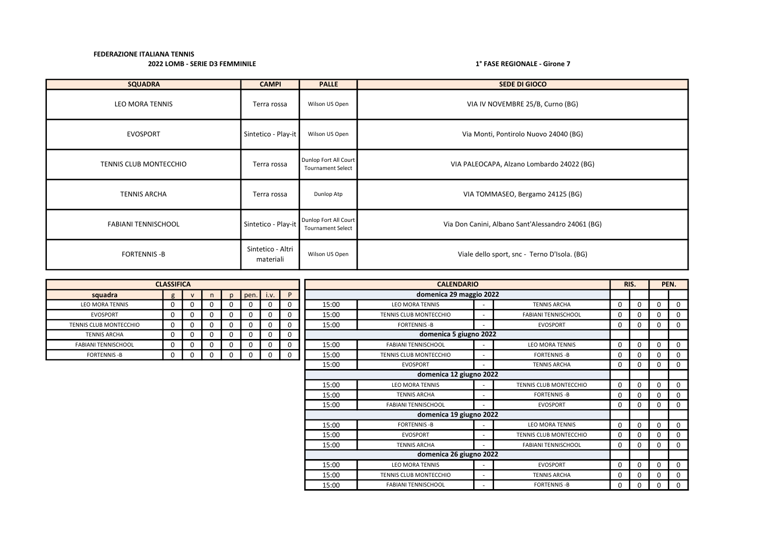**FEDERAZIONE ITALIANA TENNIS**

**2022 LOMB - SERIE D3 FEMMINILE**

**1° FASE REGIONALE - Girone 7**

| SQUADRA | CAMPI | PALLE | SEDE DI GIOCO |
|---|---|---|---|
| LEO MORA TENNIS | Terra rossa | Wilson US Open | VIA IV NOVEMBRE 25/B, Curno (BG) |
| EVOSPORT | Sintetico - Play-it | Wilson US Open | Via Monti, Pontirolo Nuovo 24040 (BG) |
| TENNIS CLUB MONTECCHIO | Terra rossa | Dunlop Fort All Court Tournament Select | VIA PALEOCAPA, Alzano Lombardo 24022 (BG) |
| TENNIS ARCHA | Terra rossa | Dunlop Atp | VIA TOMMASEO, Bergamo 24125 (BG) |
| FABIANI TENNISCHOOL | Sintetico - Play-it | Dunlop Fort All Court Tournament Select | Via Don Canini, Albano Sant'Alessandro 24061 (BG) |
| FORTENNIS -B | Sintetico - Altri materiali | Wilson US Open | Viale dello sport, snc - Terno D'Isola. (BG) |

**CLASSIFICA**

| squadra | g | v | n | p | pen. | i.v. | P |
|---|---|---|---|---|---|---|---|
| LEO MORA TENNIS | 0 | 0 | 0 | 0 | 0 | 0 | 0 |
| EVOSPORT | 0 | 0 | 0 | 0 | 0 | 0 | 0 |
| TENNIS CLUB MONTECCHIO | 0 | 0 | 0 | 0 | 0 | 0 | 0 |
| TENNIS ARCHA | 0 | 0 | 0 | 0 | 0 | 0 | 0 |
| FABIANI TENNISCHOOL | 0 | 0 | 0 | 0 | 0 | 0 | 0 |
| FORTENNIS -B | 0 | 0 | 0 | 0 | 0 | 0 | 0 |

**CALENDARIO**

| Ora | Casa | | Ospite | RIS. | | PEN. | |
|---|---|---|---|---|---|---|---|
| **domenica 29 maggio 2022** | | | | | | | |
| 15:00 | LEO MORA TENNIS | - | TENNIS ARCHA | 0 | 0 | 0 | 0 |
| 15:00 | TENNIS CLUB MONTECCHIO | - | FABIANI TENNISCHOOL | 0 | 0 | 0 | 0 |
| 15:00 | FORTENNIS -B | - | EVOSPORT | 0 | 0 | 0 | 0 |
| **domenica 5 giugno 2022** | | | | | | | |
| 15:00 | FABIANI TENNISCHOOL | - | LEO MORA TENNIS | 0 | 0 | 0 | 0 |
| 15:00 | TENNIS CLUB MONTECCHIO | - | FORTENNIS -B | 0 | 0 | 0 | 0 |
| 15:00 | EVOSPORT | - | TENNIS ARCHA | 0 | 0 | 0 | 0 |
| **domenica 12 giugno 2022** | | | | | | | |
| 15:00 | LEO MORA TENNIS | - | TENNIS CLUB MONTECCHIO | 0 | 0 | 0 | 0 |
| 15:00 | TENNIS ARCHA | - | FORTENNIS -B | 0 | 0 | 0 | 0 |
| 15:00 | FABIANI TENNISCHOOL | - | EVOSPORT | 0 | 0 | 0 | 0 |
| **domenica 19 giugno 2022** | | | | | | | |
| 15:00 | FORTENNIS -B | - | LEO MORA TENNIS | 0 | 0 | 0 | 0 |
| 15:00 | EVOSPORT | - | TENNIS CLUB MONTECCHIO | 0 | 0 | 0 | 0 |
| 15:00 | TENNIS ARCHA | - | FABIANI TENNISCHOOL | 0 | 0 | 0 | 0 |
| **domenica 26 giugno 2022** | | | | | | | |
| 15:00 | LEO MORA TENNIS | - | EVOSPORT | 0 | 0 | 0 | 0 |
| 15:00 | TENNIS CLUB MONTECCHIO | - | TENNIS ARCHA | 0 | 0 | 0 | 0 |
| 15:00 | FABIANI TENNISCHOOL | - | FORTENNIS -B | 0 | 0 | 0 | 0 |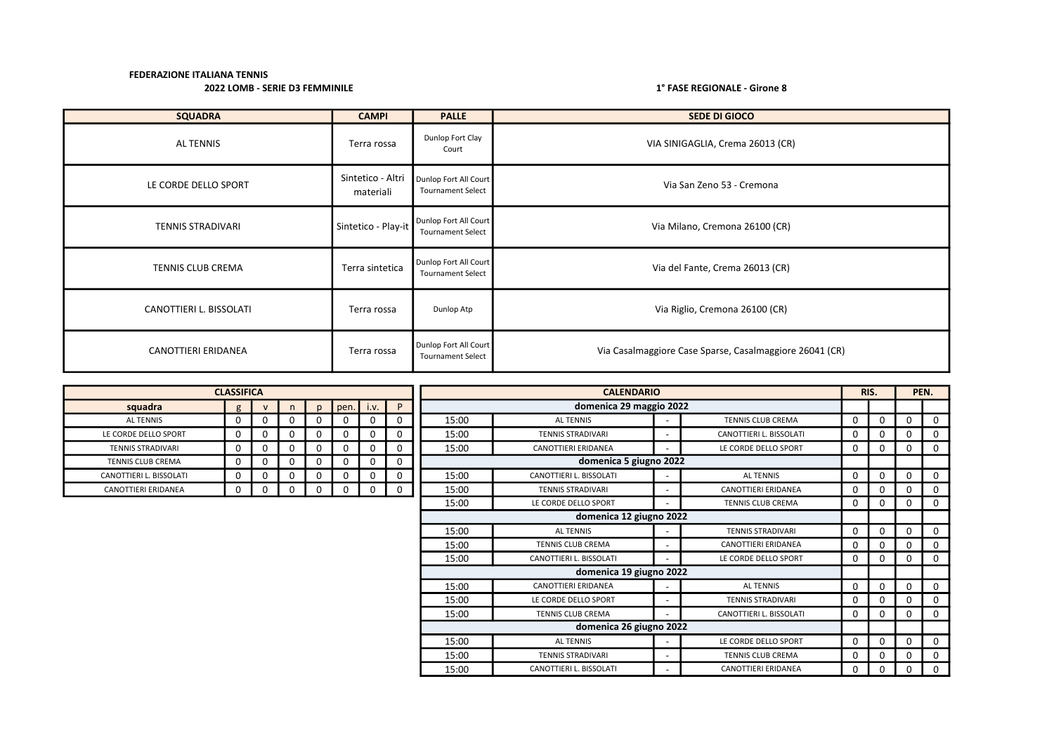**FEDERAZIONE ITALIANA TENNIS**

**2022 LOMB - SERIE D3 FEMMINILE**

**1° FASE REGIONALE - Girone 8**

| SQUADRA | CAMPI | PALLE | SEDE DI GIOCO |
|---|---|---|---|
| AL TENNIS | Terra rossa | Dunlop Fort Clay Court | VIA SINIGAGLIA, Crema 26013 (CR) |
| LE CORDE DELLO SPORT | Sintetico - Altri materiali | Dunlop Fort All Court Tournament Select | Via San Zeno 53 - Cremona |
| TENNIS STRADIVARI | Sintetico - Play-it | Dunlop Fort All Court Tournament Select | Via Milano, Cremona 26100 (CR) |
| TENNIS CLUB CREMA | Terra sintetica | Dunlop Fort All Court Tournament Select | Via del Fante, Crema 26013 (CR) |
| CANOTTIERI L. BISSOLATI | Terra rossa | Dunlop Atp | Via Riglio, Cremona 26100 (CR) |
| CANOTTIERI ERIDANEA | Terra rossa | Dunlop Fort All Court Tournament Select | Via Casalmaggiore Case Sparse, Casalmaggiore 26041 (CR) |

| CLASSIFICA | | | | | | | |
|---|---|---|---|---|---|---|---|
| **squadra** | g | v | n | p | pen. | i.v. | P |
| AL TENNIS | 0 | 0 | 0 | 0 | 0 | 0 | 0 |
| LE CORDE DELLO SPORT | 0 | 0 | 0 | 0 | 0 | 0 | 0 |
| TENNIS STRADIVARI | 0 | 0 | 0 | 0 | 0 | 0 | 0 |
| TENNIS CLUB CREMA | 0 | 0 | 0 | 0 | 0 | 0 | 0 |
| CANOTTIERI L. BISSOLATI | 0 | 0 | 0 | 0 | 0 | 0 | 0 |
| CANOTTIERI ERIDANEA | 0 | 0 | 0 | 0 | 0 | 0 | 0 |

| CALENDARIO | | | | RIS. | | PEN. | |
|---|---|---|---|---|---|---|---|
| **domenica 29 maggio 2022** | | | | | | | |
| 15:00 | AL TENNIS | - | TENNIS CLUB CREMA | 0 | 0 | 0 | 0 |
| 15:00 | TENNIS STRADIVARI | - | CANOTTIERI L. BISSOLATI | 0 | 0 | 0 | 0 |
| 15:00 | CANOTTIERI ERIDANEA | - | LE CORDE DELLO SPORT | 0 | 0 | 0 | 0 |
| **domenica 5 giugno 2022** | | | | | | | |
| 15:00 | CANOTTIERI L. BISSOLATI | - | AL TENNIS | 0 | 0 | 0 | 0 |
| 15:00 | TENNIS STRADIVARI | - | CANOTTIERI ERIDANEA | 0 | 0 | 0 | 0 |
| 15:00 | LE CORDE DELLO SPORT | - | TENNIS CLUB CREMA | 0 | 0 | 0 | 0 |
| **domenica 12 giugno 2022** | | | | | | | |
| 15:00 | AL TENNIS | - | TENNIS STRADIVARI | 0 | 0 | 0 | 0 |
| 15:00 | TENNIS CLUB CREMA | - | CANOTTIERI ERIDANEA | 0 | 0 | 0 | 0 |
| 15:00 | CANOTTIERI L. BISSOLATI | - | LE CORDE DELLO SPORT | 0 | 0 | 0 | 0 |
| **domenica 19 giugno 2022** | | | | | | | |
| 15:00 | CANOTTIERI ERIDANEA | - | AL TENNIS | 0 | 0 | 0 | 0 |
| 15:00 | LE CORDE DELLO SPORT | - | TENNIS STRADIVARI | 0 | 0 | 0 | 0 |
| 15:00 | TENNIS CLUB CREMA | - | CANOTTIERI L. BISSOLATI | 0 | 0 | 0 | 0 |
| **domenica 26 giugno 2022** | | | | | | | |
| 15:00 | AL TENNIS | - | LE CORDE DELLO SPORT | 0 | 0 | 0 | 0 |
| 15:00 | TENNIS STRADIVARI | - | TENNIS CLUB CREMA | 0 | 0 | 0 | 0 |
| 15:00 | CANOTTIERI L. BISSOLATI | - | CANOTTIERI ERIDANEA | 0 | 0 | 0 | 0 |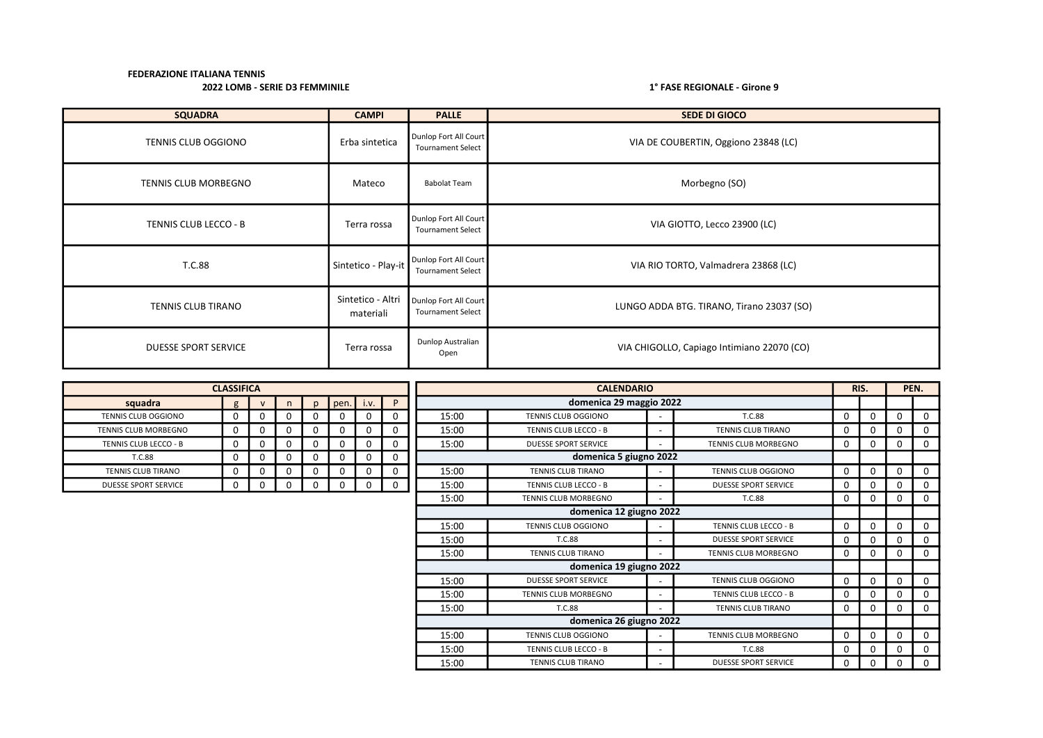**FEDERAZIONE ITALIANA TENNIS**

**2022 LOMB - SERIE D3 FEMMINILE**

**1° FASE REGIONALE - Girone 9**

| SQUADRA | CAMPI | PALLE | SEDE DI GIOCO |
|---|---|---|---|
| TENNIS CLUB OGGIONO | Erba sintetica | Dunlop Fort All Court Tournament Select | VIA DE COUBERTIN, Oggiono 23848 (LC) |
| TENNIS CLUB MORBEGNO | Mateco | Babolat Team | Morbegno (SO) |
| TENNIS CLUB LECCO - B | Terra rossa | Dunlop Fort All Court Tournament Select | VIA GIOTTO, Lecco 23900 (LC) |
| T.C.88 | Sintetico - Play-it | Dunlop Fort All Court Tournament Select | VIA RIO TORTO, Valmadrera 23868 (LC) |
| TENNIS CLUB TIRANO | Sintetico - Altri materiali | Dunlop Fort All Court Tournament Select | LUNGO ADDA BTG. TIRANO, Tirano 23037 (SO) |
| DUESSE SPORT SERVICE | Terra rossa | Dunlop Australian Open | VIA CHIGOLLO, Capiago Intimiano 22070 (CO) |

**CLASSIFICA**

| squadra | g | v | n | p | pen. | i.v. | P |
|---|---|---|---|---|---|---|---|
| TENNIS CLUB OGGIONO | 0 | 0 | 0 | 0 | 0 | 0 | 0 |
| TENNIS CLUB MORBEGNO | 0 | 0 | 0 | 0 | 0 | 0 | 0 |
| TENNIS CLUB LECCO - B | 0 | 0 | 0 | 0 | 0 | 0 | 0 |
| T.C.88 | 0 | 0 | 0 | 0 | 0 | 0 | 0 |
| TENNIS CLUB TIRANO | 0 | 0 | 0 | 0 | 0 | 0 | 0 |
| DUESSE SPORT SERVICE | 0 | 0 | 0 | 0 | 0 | 0 | 0 |

**CALENDARIO**

| Ora | Casa | | Ospite | RIS. | | PEN. | |
|---|---|---|---|---|---|---|---|
| **domenica 29 maggio 2022** | | | | | | | |
| 15:00 | TENNIS CLUB OGGIONO | - | T.C.88 | 0 | 0 | 0 | 0 |
| 15:00 | TENNIS CLUB LECCO - B | - | TENNIS CLUB TIRANO | 0 | 0 | 0 | 0 |
| 15:00 | DUESSE SPORT SERVICE | - | TENNIS CLUB MORBEGNO | 0 | 0 | 0 | 0 |
| **domenica 5 giugno 2022** | | | | | | | |
| 15:00 | TENNIS CLUB TIRANO | - | TENNIS CLUB OGGIONO | 0 | 0 | 0 | 0 |
| 15:00 | TENNIS CLUB LECCO - B | - | DUESSE SPORT SERVICE | 0 | 0 | 0 | 0 |
| 15:00 | TENNIS CLUB MORBEGNO | - | T.C.88 | 0 | 0 | 0 | 0 |
| **domenica 12 giugno 2022** | | | | | | | |
| 15:00 | TENNIS CLUB OGGIONO | - | TENNIS CLUB LECCO - B | 0 | 0 | 0 | 0 |
| 15:00 | T.C.88 | - | DUESSE SPORT SERVICE | 0 | 0 | 0 | 0 |
| 15:00 | TENNIS CLUB TIRANO | - | TENNIS CLUB MORBEGNO | 0 | 0 | 0 | 0 |
| **domenica 19 giugno 2022** | | | | | | | |
| 15:00 | DUESSE SPORT SERVICE | - | TENNIS CLUB OGGIONO | 0 | 0 | 0 | 0 |
| 15:00 | TENNIS CLUB MORBEGNO | - | TENNIS CLUB LECCO - B | 0 | 0 | 0 | 0 |
| 15:00 | T.C.88 | - | TENNIS CLUB TIRANO | 0 | 0 | 0 | 0 |
| **domenica 26 giugno 2022** | | | | | | | |
| 15:00 | TENNIS CLUB OGGIONO | - | TENNIS CLUB MORBEGNO | 0 | 0 | 0 | 0 |
| 15:00 | TENNIS CLUB LECCO - B | - | T.C.88 | 0 | 0 | 0 | 0 |
| 15:00 | TENNIS CLUB TIRANO | - | DUESSE SPORT SERVICE | 0 | 0 | 0 | 0 |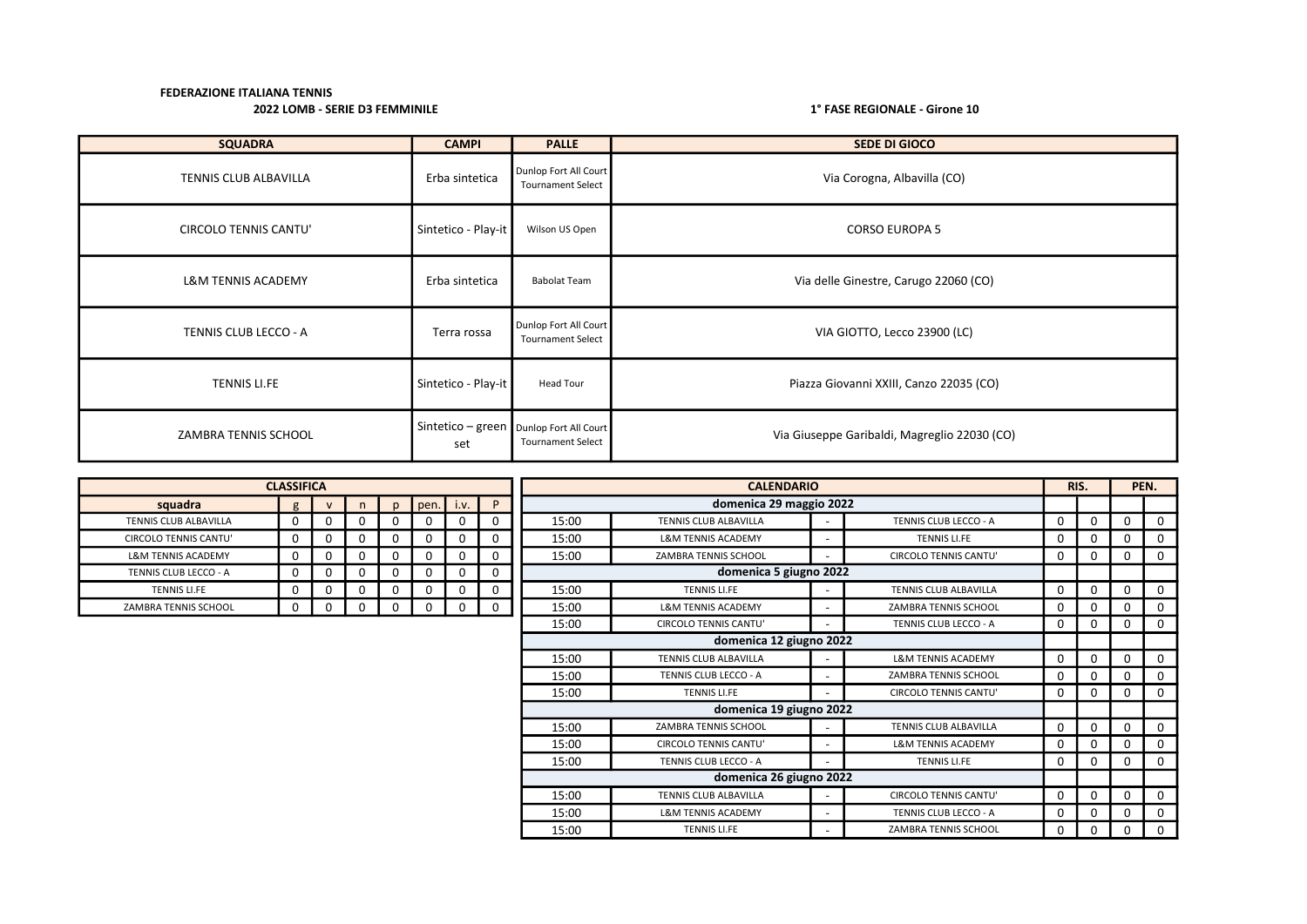**FEDERAZIONE ITALIANA TENNIS**

**2022 LOMB - SERIE D3 FEMMINILE**

**1° FASE REGIONALE - Girone 10**

| SQUADRA | CAMPI | PALLE | SEDE DI GIOCO |
|---|---|---|---|
| TENNIS CLUB ALBAVILLA | Erba sintetica | Dunlop Fort All Court Tournament Select | Via Corogna, Albavilla (CO) |
| CIRCOLO TENNIS CANTU' | Sintetico - Play-it | Wilson US Open | CORSO EUROPA 5 |
| L&M TENNIS ACADEMY | Erba sintetica | Babolat Team | Via delle Ginestre, Carugo 22060 (CO) |
| TENNIS CLUB LECCO - A | Terra rossa | Dunlop Fort All Court Tournament Select | VIA GIOTTO, Lecco 23900 (LC) |
| TENNIS LI.FE | Sintetico - Play-it | Head Tour | Piazza Giovanni XXIII, Canzo 22035 (CO) |
| ZAMBRA TENNIS SCHOOL | Sintetico – green set | Dunlop Fort All Court Tournament Select | Via Giuseppe Garibaldi, Magreglio 22030 (CO) |

| CLASSIFICA | | | | | | | |
|---|---|---|---|---|---|---|---|
| squadra | g | v | n | p | pen. | i.v. | P |
| TENNIS CLUB ALBAVILLA | 0 | 0 | 0 | 0 | 0 | 0 | 0 |
| CIRCOLO TENNIS CANTU' | 0 | 0 | 0 | 0 | 0 | 0 | 0 |
| L&M TENNIS ACADEMY | 0 | 0 | 0 | 0 | 0 | 0 | 0 |
| TENNIS CLUB LECCO - A | 0 | 0 | 0 | 0 | 0 | 0 | 0 |
| TENNIS LI.FE | 0 | 0 | 0 | 0 | 0 | 0 | 0 |
| ZAMBRA TENNIS SCHOOL | 0 | 0 | 0 | 0 | 0 | 0 | 0 |

| CALENDARIO | | | | RIS. | | PEN. | |
|---|---|---|---|---|---|---|---|
| **domenica 29 maggio 2022** | | | | | | | |
| 15:00 | TENNIS CLUB ALBAVILLA | - | TENNIS CLUB LECCO - A | 0 | 0 | 0 | 0 |
| 15:00 | L&M TENNIS ACADEMY | - | TENNIS LI.FE | 0 | 0 | 0 | 0 |
| 15:00 | ZAMBRA TENNIS SCHOOL | - | CIRCOLO TENNIS CANTU' | 0 | 0 | 0 | 0 |
| **domenica 5 giugno 2022** | | | | | | | |
| 15:00 | TENNIS LI.FE | - | TENNIS CLUB ALBAVILLA | 0 | 0 | 0 | 0 |
| 15:00 | L&M TENNIS ACADEMY | - | ZAMBRA TENNIS SCHOOL | 0 | 0 | 0 | 0 |
| 15:00 | CIRCOLO TENNIS CANTU' | - | TENNIS CLUB LECCO - A | 0 | 0 | 0 | 0 |
| **domenica 12 giugno 2022** | | | | | | | |
| 15:00 | TENNIS CLUB ALBAVILLA | - | L&M TENNIS ACADEMY | 0 | 0 | 0 | 0 |
| 15:00 | TENNIS CLUB LECCO - A | - | ZAMBRA TENNIS SCHOOL | 0 | 0 | 0 | 0 |
| 15:00 | TENNIS LI.FE | - | CIRCOLO TENNIS CANTU' | 0 | 0 | 0 | 0 |
| **domenica 19 giugno 2022** | | | | | | | |
| 15:00 | ZAMBRA TENNIS SCHOOL | - | TENNIS CLUB ALBAVILLA | 0 | 0 | 0 | 0 |
| 15:00 | CIRCOLO TENNIS CANTU' | - | L&M TENNIS ACADEMY | 0 | 0 | 0 | 0 |
| 15:00 | TENNIS CLUB LECCO - A | - | TENNIS LI.FE | 0 | 0 | 0 | 0 |
| **domenica 26 giugno 2022** | | | | | | | |
| 15:00 | TENNIS CLUB ALBAVILLA | - | CIRCOLO TENNIS CANTU' | 0 | 0 | 0 | 0 |
| 15:00 | L&M TENNIS ACADEMY | - | TENNIS CLUB LECCO - A | 0 | 0 | 0 | 0 |
| 15:00 | TENNIS LI.FE | - | ZAMBRA TENNIS SCHOOL | 0 | 0 | 0 | 0 |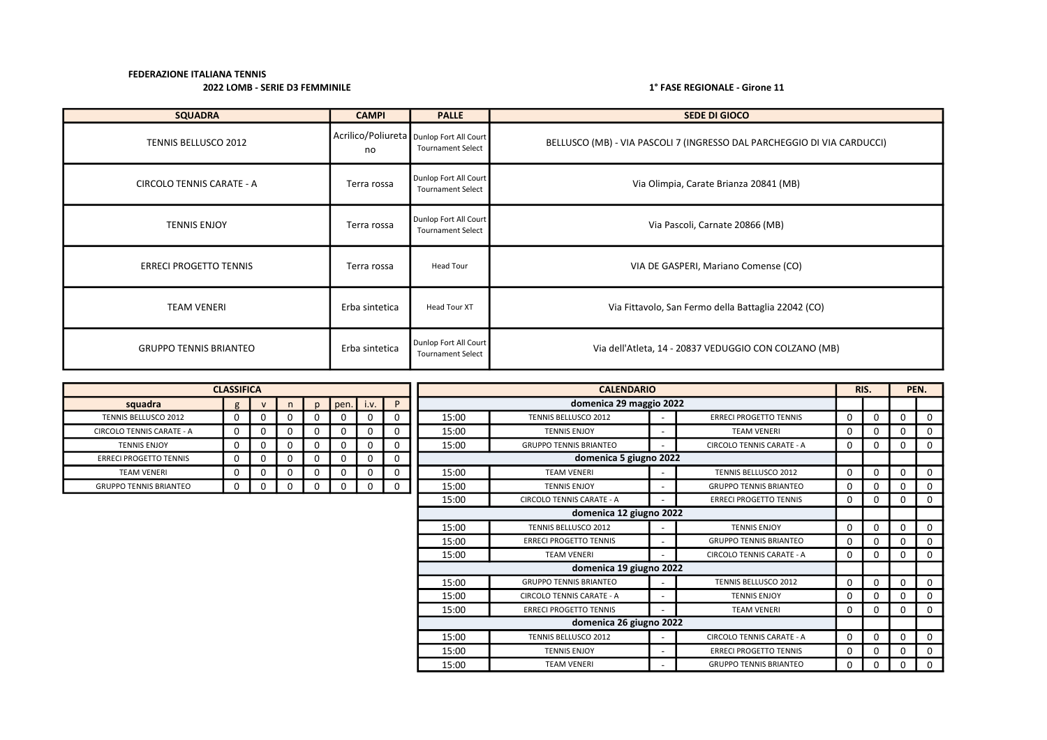**FEDERAZIONE ITALIANA TENNIS**

**2022 LOMB - SERIE D3 FEMMINILE**

**1° FASE REGIONALE - Girone 11**

| SQUADRA | CAMPI | PALLE | SEDE DI GIOCO |
|---|---|---|---|
| TENNIS BELLUSCO 2012 | Acrilico/Poliuretano | Dunlop Fort All Court Tournament Select | BELLUSCO (MB) - VIA PASCOLI 7 (INGRESSO DAL PARCHEGGIO DI VIA CARDUCCI) |
| CIRCOLO TENNIS CARATE - A | Terra rossa | Dunlop Fort All Court Tournament Select | Via Olimpia, Carate Brianza 20841 (MB) |
| TENNIS ENJOY | Terra rossa | Dunlop Fort All Court Tournament Select | Via Pascoli, Carnate 20866 (MB) |
| ERRECI PROGETTO TENNIS | Terra rossa | Head Tour | VIA DE GASPERI, Mariano Comense (CO) |
| TEAM VENERI | Erba sintetica | Head Tour XT | Via Fittavolo, San Fermo della Battaglia 22042 (CO) |
| GRUPPO TENNIS BRIANTEO | Erba sintetica | Dunlop Fort All Court Tournament Select | Via dell'Atleta, 14 - 20837 VEDUGGIO CON COLZANO (MB) |

| CLASSIFICA | | | | | | | |
|---|---|---|---|---|---|---|---|
| **squadra** | g | v | n | p | pen. | i.v. | P |
| TENNIS BELLUSCO 2012 | 0 | 0 | 0 | 0 | 0 | 0 | 0 |
| CIRCOLO TENNIS CARATE - A | 0 | 0 | 0 | 0 | 0 | 0 | 0 |
| TENNIS ENJOY | 0 | 0 | 0 | 0 | 0 | 0 | 0 |
| ERRECI PROGETTO TENNIS | 0 | 0 | 0 | 0 | 0 | 0 | 0 |
| TEAM VENERI | 0 | 0 | 0 | 0 | 0 | 0 | 0 |
| GRUPPO TENNIS BRIANTEO | 0 | 0 | 0 | 0 | 0 | 0 | 0 |

| CALENDARIO | | | | RIS. | | PEN. | |
|---|---|---|---|---|---|---|---|
| **domenica 29 maggio 2022** | | | | | | | |
| 15:00 | TENNIS BELLUSCO 2012 | - | ERRECI PROGETTO TENNIS | 0 | 0 | 0 | 0 |
| 15:00 | TENNIS ENJOY | - | TEAM VENERI | 0 | 0 | 0 | 0 |
| 15:00 | GRUPPO TENNIS BRIANTEO | - | CIRCOLO TENNIS CARATE - A | 0 | 0 | 0 | 0 |
| **domenica 5 giugno 2022** | | | | | | | |
| 15:00 | TEAM VENERI | - | TENNIS BELLUSCO 2012 | 0 | 0 | 0 | 0 |
| 15:00 | TENNIS ENJOY | - | GRUPPO TENNIS BRIANTEO | 0 | 0 | 0 | 0 |
| 15:00 | CIRCOLO TENNIS CARATE - A | - | ERRECI PROGETTO TENNIS | 0 | 0 | 0 | 0 |
| **domenica 12 giugno 2022** | | | | | | | |
| 15:00 | TENNIS BELLUSCO 2012 | - | TENNIS ENJOY | 0 | 0 | 0 | 0 |
| 15:00 | ERRECI PROGETTO TENNIS | - | GRUPPO TENNIS BRIANTEO | 0 | 0 | 0 | 0 |
| 15:00 | TEAM VENERI | - | CIRCOLO TENNIS CARATE - A | 0 | 0 | 0 | 0 |
| **domenica 19 giugno 2022** | | | | | | | |
| 15:00 | GRUPPO TENNIS BRIANTEO | - | TENNIS BELLUSCO 2012 | 0 | 0 | 0 | 0 |
| 15:00 | CIRCOLO TENNIS CARATE - A | - | TENNIS ENJOY | 0 | 0 | 0 | 0 |
| 15:00 | ERRECI PROGETTO TENNIS | - | TEAM VENERI | 0 | 0 | 0 | 0 |
| **domenica 26 giugno 2022** | | | | | | | |
| 15:00 | TENNIS BELLUSCO 2012 | - | CIRCOLO TENNIS CARATE - A | 0 | 0 | 0 | 0 |
| 15:00 | TENNIS ENJOY | - | ERRECI PROGETTO TENNIS | 0 | 0 | 0 | 0 |
| 15:00 | TEAM VENERI | - | GRUPPO TENNIS BRIANTEO | 0 | 0 | 0 | 0 |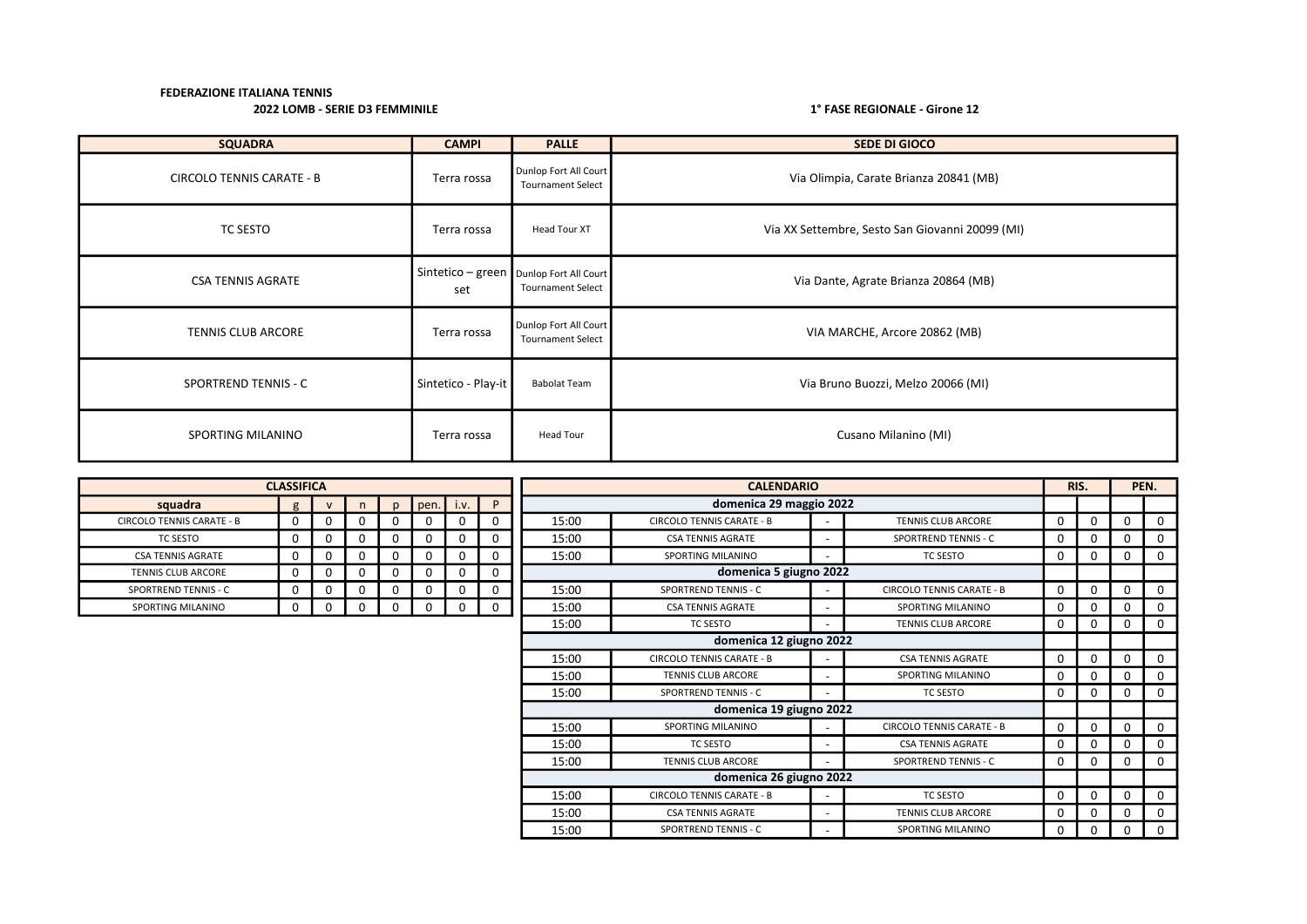**FEDERAZIONE ITALIANA TENNIS**

**2022 LOMB - SERIE D3 FEMMINILE**

**1° FASE REGIONALE - Girone 12**

| SQUADRA | CAMPI | PALLE | SEDE DI GIOCO |
|---|---|---|---|
| CIRCOLO TENNIS CARATE - B | Terra rossa | Dunlop Fort All Court Tournament Select | Via Olimpia, Carate Brianza 20841 (MB) |
| TC SESTO | Terra rossa | Head Tour XT | Via XX Settembre, Sesto San Giovanni 20099 (MI) |
| CSA TENNIS AGRATE | Sintetico – green set | Dunlop Fort All Court Tournament Select | Via Dante, Agrate Brianza 20864 (MB) |
| TENNIS CLUB ARCORE | Terra rossa | Dunlop Fort All Court Tournament Select | VIA MARCHE, Arcore 20862 (MB) |
| SPORTREND TENNIS - C | Sintetico - Play-it | Babolat Team | Via Bruno Buozzi, Melzo 20066 (MI) |
| SPORTING MILANINO | Terra rossa | Head Tour | Cusano Milanino (MI) |

| CLASSIFICA | | | | | | | |
|---|---|---|---|---|---|---|---|
| squadra | g | v | n | p | pen. | i.v. | P |
| CIRCOLO TENNIS CARATE - B | 0 | 0 | 0 | 0 | 0 | 0 | 0 |
| TC SESTO | 0 | 0 | 0 | 0 | 0 | 0 | 0 |
| CSA TENNIS AGRATE | 0 | 0 | 0 | 0 | 0 | 0 | 0 |
| TENNIS CLUB ARCORE | 0 | 0 | 0 | 0 | 0 | 0 | 0 |
| SPORTREND TENNIS - C | 0 | 0 | 0 | 0 | 0 | 0 | 0 |
| SPORTING MILANINO | 0 | 0 | 0 | 0 | 0 | 0 | 0 |

| CALENDARIO | | | | RIS. | | PEN. | |
|---|---|---|---|---|---|---|---|
| **domenica 29 maggio 2022** | | | | | | | |
| 15:00 | CIRCOLO TENNIS CARATE - B | - | TENNIS CLUB ARCORE | 0 | 0 | 0 | 0 |
| 15:00 | CSA TENNIS AGRATE | - | SPORTREND TENNIS - C | 0 | 0 | 0 | 0 |
| 15:00 | SPORTING MILANINO | - | TC SESTO | 0 | 0 | 0 | 0 |
| **domenica 5 giugno 2022** | | | | | | | |
| 15:00 | SPORTREND TENNIS - C | - | CIRCOLO TENNIS CARATE - B | 0 | 0 | 0 | 0 |
| 15:00 | CSA TENNIS AGRATE | - | SPORTING MILANINO | 0 | 0 | 0 | 0 |
| 15:00 | TC SESTO | - | TENNIS CLUB ARCORE | 0 | 0 | 0 | 0 |
| **domenica 12 giugno 2022** | | | | | | | |
| 15:00 | CIRCOLO TENNIS CARATE - B | - | CSA TENNIS AGRATE | 0 | 0 | 0 | 0 |
| 15:00 | TENNIS CLUB ARCORE | - | SPORTING MILANINO | 0 | 0 | 0 | 0 |
| 15:00 | SPORTREND TENNIS - C | - | TC SESTO | 0 | 0 | 0 | 0 |
| **domenica 19 giugno 2022** | | | | | | | |
| 15:00 | SPORTING MILANINO | - | CIRCOLO TENNIS CARATE - B | 0 | 0 | 0 | 0 |
| 15:00 | TC SESTO | - | CSA TENNIS AGRATE | 0 | 0 | 0 | 0 |
| 15:00 | TENNIS CLUB ARCORE | - | SPORTREND TENNIS - C | 0 | 0 | 0 | 0 |
| **domenica 26 giugno 2022** | | | | | | | |
| 15:00 | CIRCOLO TENNIS CARATE - B | - | TC SESTO | 0 | 0 | 0 | 0 |
| 15:00 | CSA TENNIS AGRATE | - | TENNIS CLUB ARCORE | 0 | 0 | 0 | 0 |
| 15:00 | SPORTREND TENNIS - C | - | SPORTING MILANINO | 0 | 0 | 0 | 0 |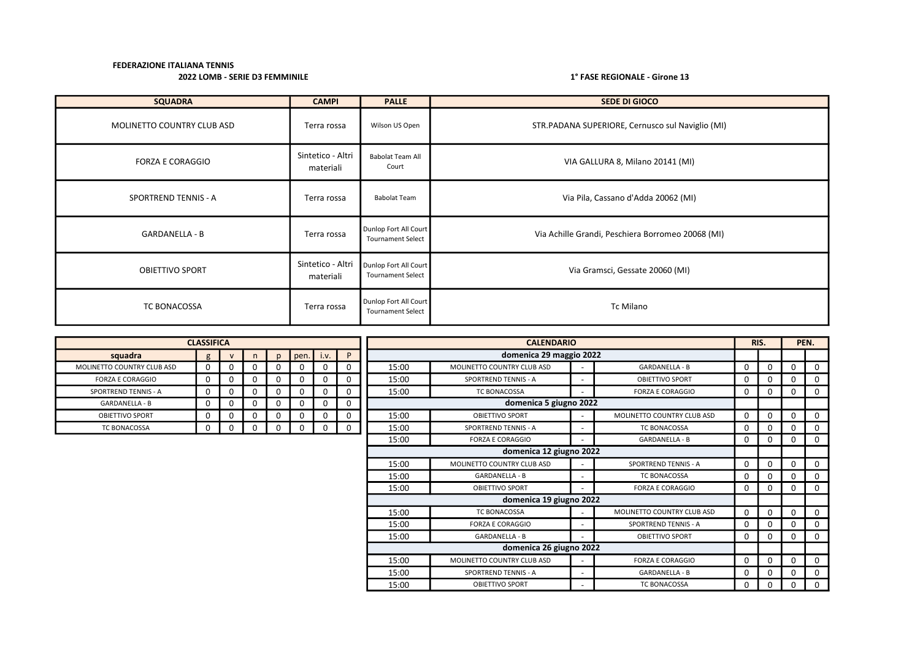**FEDERAZIONE ITALIANA TENNIS**

**2022 LOMB - SERIE D3 FEMMINILE**

**1° FASE REGIONALE - Girone 13**

| SQUADRA | CAMPI | PALLE | SEDE DI GIOCO |
|---|---|---|---|
| MOLINETTO COUNTRY CLUB ASD | Terra rossa | Wilson US Open | STR.PADANA SUPERIORE, Cernusco sul Naviglio (MI) |
| FORZA E CORAGGIO | Sintetico - Altri materiali | Babolat Team All Court | VIA GALLURA 8, Milano 20141 (MI) |
| SPORTREND TENNIS - A | Terra rossa | Babolat Team | Via Pila, Cassano d'Adda 20062 (MI) |
| GARDANELLA - B | Terra rossa | Dunlop Fort All Court Tournament Select | Via Achille Grandi, Peschiera Borromeo 20068 (MI) |
| OBIETTIVO SPORT | Sintetico - Altri materiali | Dunlop Fort All Court Tournament Select | Via Gramsci, Gessate 20060 (MI) |
| TC BONACOSSA | Terra rossa | Dunlop Fort All Court Tournament Select | Tc Milano |

**CLASSIFICA**

| squadra | g | v | n | p | pen. | i.v. | P |
|---|---|---|---|---|---|---|---|
| MOLINETTO COUNTRY CLUB ASD | 0 | 0 | 0 | 0 | 0 | 0 | 0 |
| FORZA E CORAGGIO | 0 | 0 | 0 | 0 | 0 | 0 | 0 |
| SPORTREND TENNIS - A | 0 | 0 | 0 | 0 | 0 | 0 | 0 |
| GARDANELLA - B | 0 | 0 | 0 | 0 | 0 | 0 | 0 |
| OBIETTIVO SPORT | 0 | 0 | 0 | 0 | 0 | 0 | 0 |
| TC BONACOSSA | 0 | 0 | 0 | 0 | 0 | 0 | 0 |

**CALENDARIO**

| Ora | Casa | | Ospite | RIS. | | PEN. | |
|---|---|---|---|---|---|---|---|
| **domenica 29 maggio 2022** | | | | | | | |
| 15:00 | MOLINETTO COUNTRY CLUB ASD | - | GARDANELLA - B | 0 | 0 | 0 | 0 |
| 15:00 | SPORTREND TENNIS - A | - | OBIETTIVO SPORT | 0 | 0 | 0 | 0 |
| 15:00 | TC BONACOSSA | - | FORZA E CORAGGIO | 0 | 0 | 0 | 0 |
| **domenica 5 giugno 2022** | | | | | | | |
| 15:00 | OBIETTIVO SPORT | - | MOLINETTO COUNTRY CLUB ASD | 0 | 0 | 0 | 0 |
| 15:00 | SPORTREND TENNIS - A | - | TC BONACOSSA | 0 | 0 | 0 | 0 |
| 15:00 | FORZA E CORAGGIO | - | GARDANELLA - B | 0 | 0 | 0 | 0 |
| **domenica 12 giugno 2022** | | | | | | | |
| 15:00 | MOLINETTO COUNTRY CLUB ASD | - | SPORTREND TENNIS - A | 0 | 0 | 0 | 0 |
| 15:00 | GARDANELLA - B | - | TC BONACOSSA | 0 | 0 | 0 | 0 |
| 15:00 | OBIETTIVO SPORT | - | FORZA E CORAGGIO | 0 | 0 | 0 | 0 |
| **domenica 19 giugno 2022** | | | | | | | |
| 15:00 | TC BONACOSSA | - | MOLINETTO COUNTRY CLUB ASD | 0 | 0 | 0 | 0 |
| 15:00 | FORZA E CORAGGIO | - | SPORTREND TENNIS - A | 0 | 0 | 0 | 0 |
| 15:00 | GARDANELLA - B | - | OBIETTIVO SPORT | 0 | 0 | 0 | 0 |
| **domenica 26 giugno 2022** | | | | | | | |
| 15:00 | MOLINETTO COUNTRY CLUB ASD | - | FORZA E CORAGGIO | 0 | 0 | 0 | 0 |
| 15:00 | SPORTREND TENNIS - A | - | GARDANELLA - B | 0 | 0 | 0 | 0 |
| 15:00 | OBIETTIVO SPORT | - | TC BONACOSSA | 0 | 0 | 0 | 0 |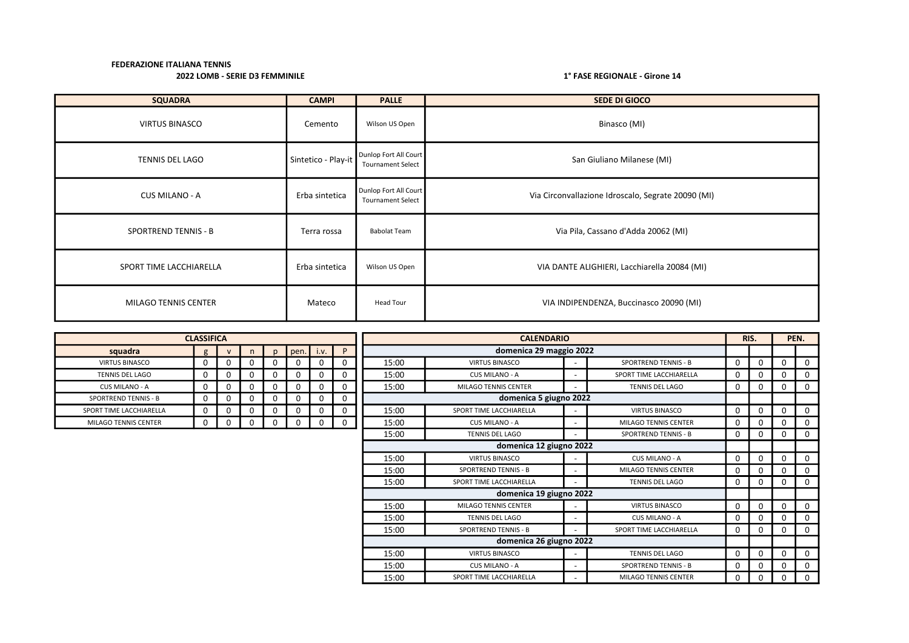**FEDERAZIONE ITALIANA TENNIS**

**2022 LOMB - SERIE D3 FEMMINILE**

**1° FASE REGIONALE - Girone 14**

| SQUADRA | CAMPI | PALLE | SEDE DI GIOCO |
|---|---|---|---|
| VIRTUS BINASCO | Cemento | Wilson US Open | Binasco (MI) |
| TENNIS DEL LAGO | Sintetico - Play-it | Dunlop Fort All Court Tournament Select | San Giuliano Milanese (MI) |
| CUS MILANO - A | Erba sintetica | Dunlop Fort All Court Tournament Select | Via Circonvallazione Idroscalo, Segrate 20090 (MI) |
| SPORTREND TENNIS - B | Terra rossa | Babolat Team | Via Pila, Cassano d'Adda 20062 (MI) |
| SPORT TIME LACCHIARELLA | Erba sintetica | Wilson US Open | VIA DANTE ALIGHIERI, Lacchiarella 20084 (MI) |
| MILAGO TENNIS CENTER | Mateco | Head Tour | VIA INDIPENDENZA, Buccinasco 20090 (MI) |

| CLASSIFICA | | | | | | | |
|---|---|---|---|---|---|---|---|
| squadra | g | v | n | p | pen. | i.v. | P |
| VIRTUS BINASCO | 0 | 0 | 0 | 0 | 0 | 0 | 0 |
| TENNIS DEL LAGO | 0 | 0 | 0 | 0 | 0 | 0 | 0 |
| CUS MILANO - A | 0 | 0 | 0 | 0 | 0 | 0 | 0 |
| SPORTREND TENNIS - B | 0 | 0 | 0 | 0 | 0 | 0 | 0 |
| SPORT TIME LACCHIARELLA | 0 | 0 | 0 | 0 | 0 | 0 | 0 |
| MILAGO TENNIS CENTER | 0 | 0 | 0 | 0 | 0 | 0 | 0 |

| CALENDARIO | | | | RIS. | | PEN. | |
|---|---|---|---|---|---|---|---|
| **domenica 29 maggio 2022** | | | | | | | |
| 15:00 | VIRTUS BINASCO | - | SPORTREND TENNIS - B | 0 | 0 | 0 | 0 |
| 15:00 | CUS MILANO - A | - | SPORT TIME LACCHIARELLA | 0 | 0 | 0 | 0 |
| 15:00 | MILAGO TENNIS CENTER | - | TENNIS DEL LAGO | 0 | 0 | 0 | 0 |
| **domenica 5 giugno 2022** | | | | | | | |
| 15:00 | SPORT TIME LACCHIARELLA | - | VIRTUS BINASCO | 0 | 0 | 0 | 0 |
| 15:00 | CUS MILANO - A | - | MILAGO TENNIS CENTER | 0 | 0 | 0 | 0 |
| 15:00 | TENNIS DEL LAGO | - | SPORTREND TENNIS - B | 0 | 0 | 0 | 0 |
| **domenica 12 giugno 2022** | | | | | | | |
| 15:00 | VIRTUS BINASCO | - | CUS MILANO - A | 0 | 0 | 0 | 0 |
| 15:00 | SPORTREND TENNIS - B | - | MILAGO TENNIS CENTER | 0 | 0 | 0 | 0 |
| 15:00 | SPORT TIME LACCHIARELLA | - | TENNIS DEL LAGO | 0 | 0 | 0 | 0 |
| **domenica 19 giugno 2022** | | | | | | | |
| 15:00 | MILAGO TENNIS CENTER | - | VIRTUS BINASCO | 0 | 0 | 0 | 0 |
| 15:00 | TENNIS DEL LAGO | - | CUS MILANO - A | 0 | 0 | 0 | 0 |
| 15:00 | SPORTREND TENNIS - B | - | SPORT TIME LACCHIARELLA | 0 | 0 | 0 | 0 |
| **domenica 26 giugno 2022** | | | | | | | |
| 15:00 | VIRTUS BINASCO | - | TENNIS DEL LAGO | 0 | 0 | 0 | 0 |
| 15:00 | CUS MILANO - A | - | SPORTREND TENNIS - B | 0 | 0 | 0 | 0 |
| 15:00 | SPORT TIME LACCHIARELLA | - | MILAGO TENNIS CENTER | 0 | 0 | 0 | 0 |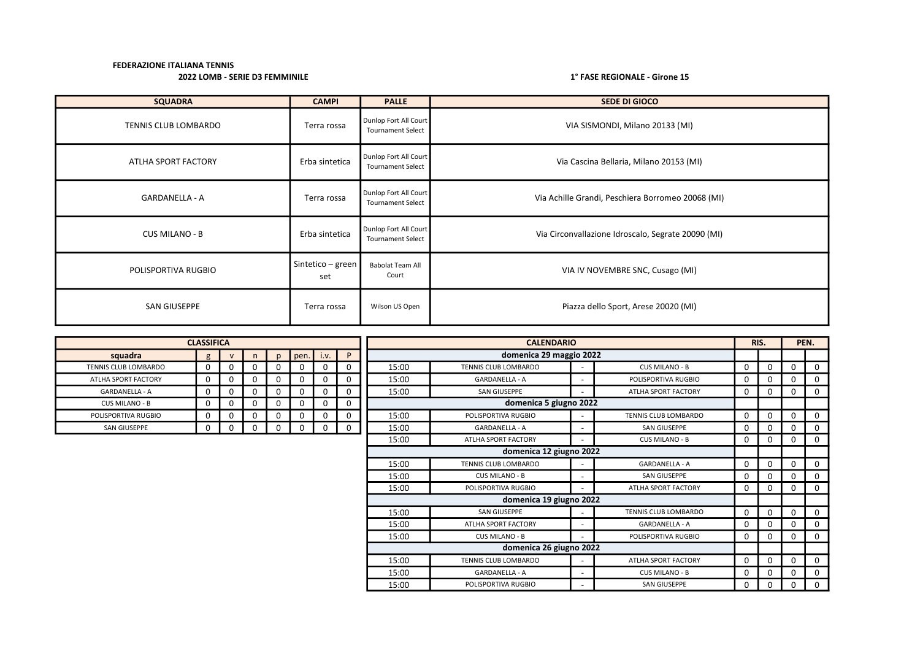**FEDERAZIONE ITALIANA TENNIS**

**2022 LOMB - SERIE D3 FEMMINILE**

**1° FASE REGIONALE - Girone 15**

| SQUADRA | CAMPI | PALLE | SEDE DI GIOCO |
|---|---|---|---|
| TENNIS CLUB LOMBARDO | Terra rossa | Dunlop Fort All Court Tournament Select | VIA SISMONDI, Milano 20133 (MI) |
| ATLHA SPORT FACTORY | Erba sintetica | Dunlop Fort All Court Tournament Select | Via Cascina Bellaria, Milano 20153 (MI) |
| GARDANELLA - A | Terra rossa | Dunlop Fort All Court Tournament Select | Via Achille Grandi, Peschiera Borromeo 20068 (MI) |
| CUS MILANO - B | Erba sintetica | Dunlop Fort All Court Tournament Select | Via Circonvallazione Idroscalo, Segrate 20090 (MI) |
| POLISPORTIVA RUGBIO | Sintetico – green set | Babolat Team All Court | VIA IV NOVEMBRE SNC, Cusago (MI) |
| SAN GIUSEPPE | Terra rossa | Wilson US Open | Piazza dello Sport, Arese 20020 (MI) |

| CLASSIFICA | | | | | | | |
|---|---|---|---|---|---|---|---|
| **squadra** | **g** | **v** | **n** | **p** | **pen.** | **i.v.** | **P** |
| TENNIS CLUB LOMBARDO | 0 | 0 | 0 | 0 | 0 | 0 | 0 |
| ATLHA SPORT FACTORY | 0 | 0 | 0 | 0 | 0 | 0 | 0 |
| GARDANELLA - A | 0 | 0 | 0 | 0 | 0 | 0 | 0 |
| CUS MILANO - B | 0 | 0 | 0 | 0 | 0 | 0 | 0 |
| POLISPORTIVA RUGBIO | 0 | 0 | 0 | 0 | 0 | 0 | 0 |
| SAN GIUSEPPE | 0 | 0 | 0 | 0 | 0 | 0 | 0 |

| CALENDARIO | | | | RIS. | | PEN. | |
|---|---|---|---|---|---|---|---|
| **domenica 29 maggio 2022** | | | | | | | |
| 15:00 | TENNIS CLUB LOMBARDO | - | CUS MILANO - B | 0 | 0 | 0 | 0 |
| 15:00 | GARDANELLA - A | - | POLISPORTIVA RUGBIO | 0 | 0 | 0 | 0 |
| 15:00 | SAN GIUSEPPE | - | ATLHA SPORT FACTORY | 0 | 0 | 0 | 0 |
| **domenica 5 giugno 2022** | | | | | | | |
| 15:00 | POLISPORTIVA RUGBIO | - | TENNIS CLUB LOMBARDO | 0 | 0 | 0 | 0 |
| 15:00 | GARDANELLA - A | - | SAN GIUSEPPE | 0 | 0 | 0 | 0 |
| 15:00 | ATLHA SPORT FACTORY | - | CUS MILANO - B | 0 | 0 | 0 | 0 |
| **domenica 12 giugno 2022** | | | | | | | |
| 15:00 | TENNIS CLUB LOMBARDO | - | GARDANELLA - A | 0 | 0 | 0 | 0 |
| 15:00 | CUS MILANO - B | - | SAN GIUSEPPE | 0 | 0 | 0 | 0 |
| 15:00 | POLISPORTIVA RUGBIO | - | ATLHA SPORT FACTORY | 0 | 0 | 0 | 0 |
| **domenica 19 giugno 2022** | | | | | | | |
| 15:00 | SAN GIUSEPPE | - | TENNIS CLUB LOMBARDO | 0 | 0 | 0 | 0 |
| 15:00 | ATLHA SPORT FACTORY | - | GARDANELLA - A | 0 | 0 | 0 | 0 |
| 15:00 | CUS MILANO - B | - | POLISPORTIVA RUGBIO | 0 | 0 | 0 | 0 |
| **domenica 26 giugno 2022** | | | | | | | |
| 15:00 | TENNIS CLUB LOMBARDO | - | ATLHA SPORT FACTORY | 0 | 0 | 0 | 0 |
| 15:00 | GARDANELLA - A | - | CUS MILANO - B | 0 | 0 | 0 | 0 |
| 15:00 | POLISPORTIVA RUGBIO | - | SAN GIUSEPPE | 0 | 0 | 0 | 0 |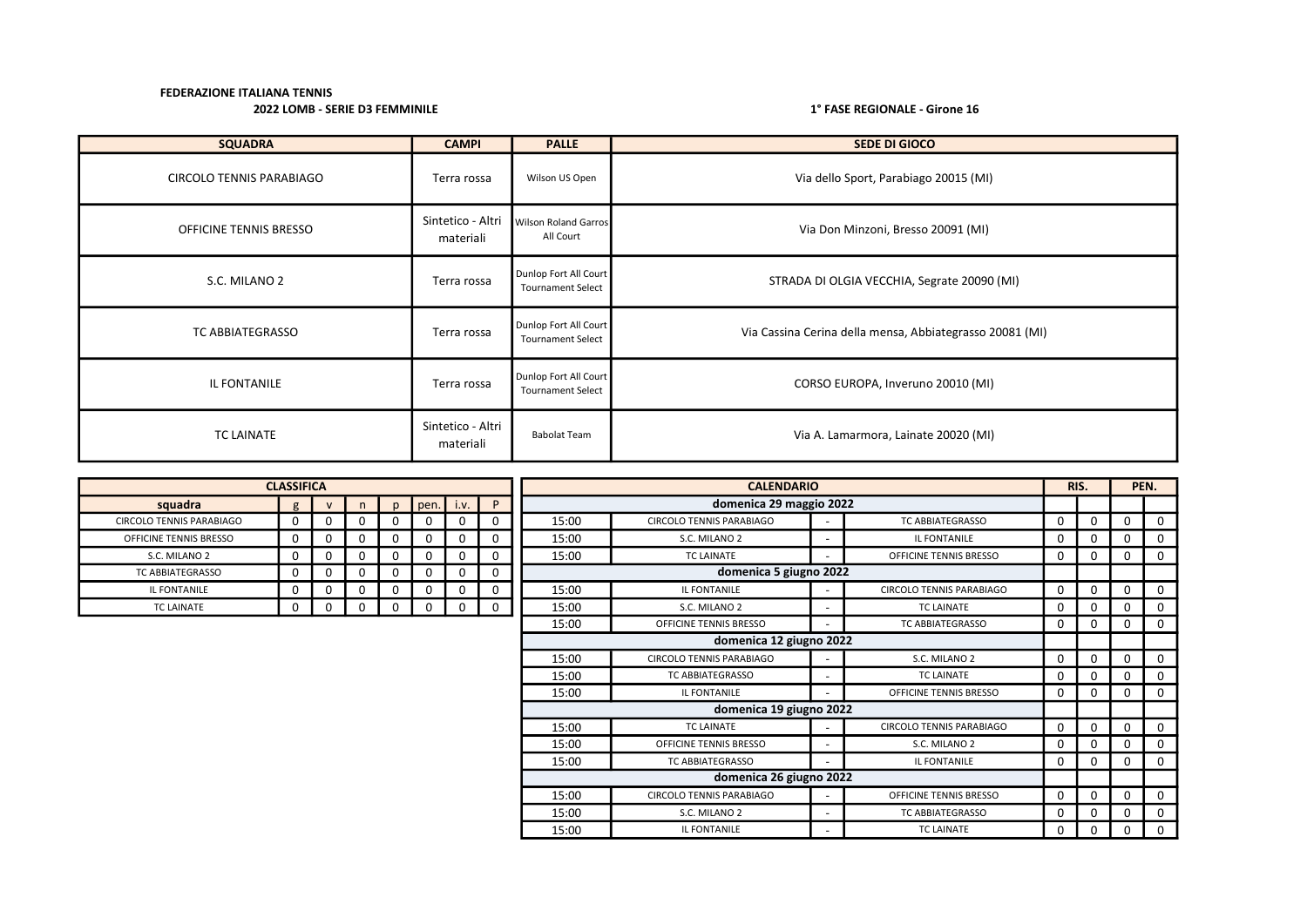**FEDERAZIONE ITALIANA TENNIS**

**2022 LOMB - SERIE D3 FEMMINILE**

**1° FASE REGIONALE - Girone 16**

| SQUADRA | CAMPI | PALLE | SEDE DI GIOCO |
|---|---|---|---|
| CIRCOLO TENNIS PARABIAGO | Terra rossa | Wilson US Open | Via dello Sport, Parabiago 20015 (MI) |
| OFFICINE TENNIS BRESSO | Sintetico - Altri materiali | Wilson Roland Garros All Court | Via Don Minzoni, Bresso 20091 (MI) |
| S.C. MILANO 2 | Terra rossa | Dunlop Fort All Court Tournament Select | STRADA DI OLGIA VECCHIA, Segrate 20090 (MI) |
| TC ABBIATEGRASSO | Terra rossa | Dunlop Fort All Court Tournament Select | Via Cassina Cerina della mensa, Abbiategrasso 20081 (MI) |
| IL FONTANILE | Terra rossa | Dunlop Fort All Court Tournament Select | CORSO EUROPA, Inveruno 20010 (MI) |
| TC LAINATE | Sintetico - Altri materiali | Babolat Team | Via A. Lamarmora, Lainate 20020 (MI) |

**CLASSIFICA**

| squadra | g | v | n | p | pen. | i.v. | P |
|---|---|---|---|---|---|---|---|
| CIRCOLO TENNIS PARABIAGO | 0 | 0 | 0 | 0 | 0 | 0 | 0 |
| OFFICINE TENNIS BRESSO | 0 | 0 | 0 | 0 | 0 | 0 | 0 |
| S.C. MILANO 2 | 0 | 0 | 0 | 0 | 0 | 0 | 0 |
| TC ABBIATEGRASSO | 0 | 0 | 0 | 0 | 0 | 0 | 0 |
| IL FONTANILE | 0 | 0 | 0 | 0 | 0 | 0 | 0 |
| TC LAINATE | 0 | 0 | 0 | 0 | 0 | 0 | 0 |

**CALENDARIO**

| Ora | Casa | | Ospite | RIS. | | PEN. | |
|---|---|---|---|---|---|---|---|
| **domenica 29 maggio 2022** | | | | | | | |
| 15:00 | CIRCOLO TENNIS PARABIAGO | - | TC ABBIATEGRASSO | 0 | 0 | 0 | 0 |
| 15:00 | S.C. MILANO 2 | - | IL FONTANILE | 0 | 0 | 0 | 0 |
| 15:00 | TC LAINATE | - | OFFICINE TENNIS BRESSO | 0 | 0 | 0 | 0 |
| **domenica 5 giugno 2022** | | | | | | | |
| 15:00 | IL FONTANILE | - | CIRCOLO TENNIS PARABIAGO | 0 | 0 | 0 | 0 |
| 15:00 | S.C. MILANO 2 | - | TC LAINATE | 0 | 0 | 0 | 0 |
| 15:00 | OFFICINE TENNIS BRESSO | - | TC ABBIATEGRASSO | 0 | 0 | 0 | 0 |
| **domenica 12 giugno 2022** | | | | | | | |
| 15:00 | CIRCOLO TENNIS PARABIAGO | - | S.C. MILANO 2 | 0 | 0 | 0 | 0 |
| 15:00 | TC ABBIATEGRASSO | - | TC LAINATE | 0 | 0 | 0 | 0 |
| 15:00 | IL FONTANILE | - | OFFICINE TENNIS BRESSO | 0 | 0 | 0 | 0 |
| **domenica 19 giugno 2022** | | | | | | | |
| 15:00 | TC LAINATE | - | CIRCOLO TENNIS PARABIAGO | 0 | 0 | 0 | 0 |
| 15:00 | OFFICINE TENNIS BRESSO | - | S.C. MILANO 2 | 0 | 0 | 0 | 0 |
| 15:00 | TC ABBIATEGRASSO | - | IL FONTANILE | 0 | 0 | 0 | 0 |
| **domenica 26 giugno 2022** | | | | | | | |
| 15:00 | CIRCOLO TENNIS PARABIAGO | - | OFFICINE TENNIS BRESSO | 0 | 0 | 0 | 0 |
| 15:00 | S.C. MILANO 2 | - | TC ABBIATEGRASSO | 0 | 0 | 0 | 0 |
| 15:00 | IL FONTANILE | - | TC LAINATE | 0 | 0 | 0 | 0 |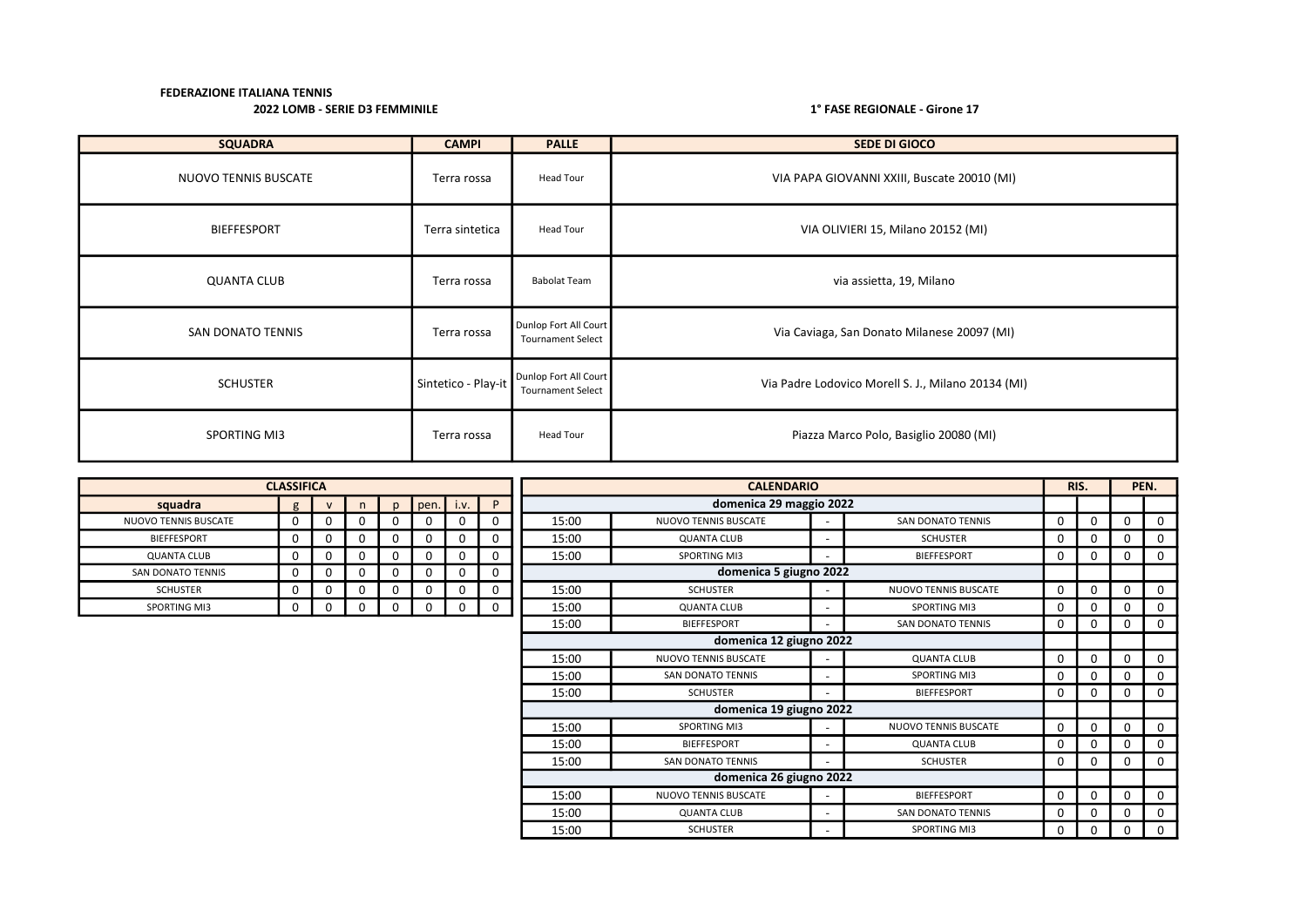**FEDERAZIONE ITALIANA TENNIS**

**2022 LOMB - SERIE D3 FEMMINILE**

**1° FASE REGIONALE - Girone 17**

| SQUADRA | CAMPI | PALLE | SEDE DI GIOCO |
|---|---|---|---|
| NUOVO TENNIS BUSCATE | Terra rossa | Head Tour | VIA PAPA GIOVANNI XXIII, Buscate 20010 (MI) |
| BIEFFESPORT | Terra sintetica | Head Tour | VIA OLIVIERI 15, Milano 20152 (MI) |
| QUANTA CLUB | Terra rossa | Babolat Team | via assietta, 19, Milano |
| SAN DONATO TENNIS | Terra rossa | Dunlop Fort All Court Tournament Select | Via Caviaga, San Donato Milanese 20097 (MI) |
| SCHUSTER | Sintetico - Play-it | Dunlop Fort All Court Tournament Select | Via Padre Lodovico Morell S. J., Milano 20134 (MI) |
| SPORTING MI3 | Terra rossa | Head Tour | Piazza Marco Polo, Basiglio 20080 (MI) |

| CLASSIFICA | | | | | | | |
|---|---|---|---|---|---|---|---|
| squadra | g | v | n | p | pen. | i.v. | P |
| NUOVO TENNIS BUSCATE | 0 | 0 | 0 | 0 | 0 | 0 | 0 |
| BIEFFESPORT | 0 | 0 | 0 | 0 | 0 | 0 | 0 |
| QUANTA CLUB | 0 | 0 | 0 | 0 | 0 | 0 | 0 |
| SAN DONATO TENNIS | 0 | 0 | 0 | 0 | 0 | 0 | 0 |
| SCHUSTER | 0 | 0 | 0 | 0 | 0 | 0 | 0 |
| SPORTING MI3 | 0 | 0 | 0 | 0 | 0 | 0 | 0 |

| CALENDARIO | | | | RIS. | | PEN. | |
|---|---|---|---|---|---|---|---|
| **domenica 29 maggio 2022** | | | | | | | |
| 15:00 | NUOVO TENNIS BUSCATE | - | SAN DONATO TENNIS | 0 | 0 | 0 | 0 |
| 15:00 | QUANTA CLUB | - | SCHUSTER | 0 | 0 | 0 | 0 |
| 15:00 | SPORTING MI3 | - | BIEFFESPORT | 0 | 0 | 0 | 0 |
| **domenica 5 giugno 2022** | | | | | | | |
| 15:00 | SCHUSTER | - | NUOVO TENNIS BUSCATE | 0 | 0 | 0 | 0 |
| 15:00 | QUANTA CLUB | - | SPORTING MI3 | 0 | 0 | 0 | 0 |
| 15:00 | BIEFFESPORT | - | SAN DONATO TENNIS | 0 | 0 | 0 | 0 |
| **domenica 12 giugno 2022** | | | | | | | |
| 15:00 | NUOVO TENNIS BUSCATE | - | QUANTA CLUB | 0 | 0 | 0 | 0 |
| 15:00 | SAN DONATO TENNIS | - | SPORTING MI3 | 0 | 0 | 0 | 0 |
| 15:00 | SCHUSTER | - | BIEFFESPORT | 0 | 0 | 0 | 0 |
| **domenica 19 giugno 2022** | | | | | | | |
| 15:00 | SPORTING MI3 | - | NUOVO TENNIS BUSCATE | 0 | 0 | 0 | 0 |
| 15:00 | BIEFFESPORT | - | QUANTA CLUB | 0 | 0 | 0 | 0 |
| 15:00 | SAN DONATO TENNIS | - | SCHUSTER | 0 | 0 | 0 | 0 |
| **domenica 26 giugno 2022** | | | | | | | |
| 15:00 | NUOVO TENNIS BUSCATE | - | BIEFFESPORT | 0 | 0 | 0 | 0 |
| 15:00 | QUANTA CLUB | - | SAN DONATO TENNIS | 0 | 0 | 0 | 0 |
| 15:00 | SCHUSTER | - | SPORTING MI3 | 0 | 0 | 0 | 0 |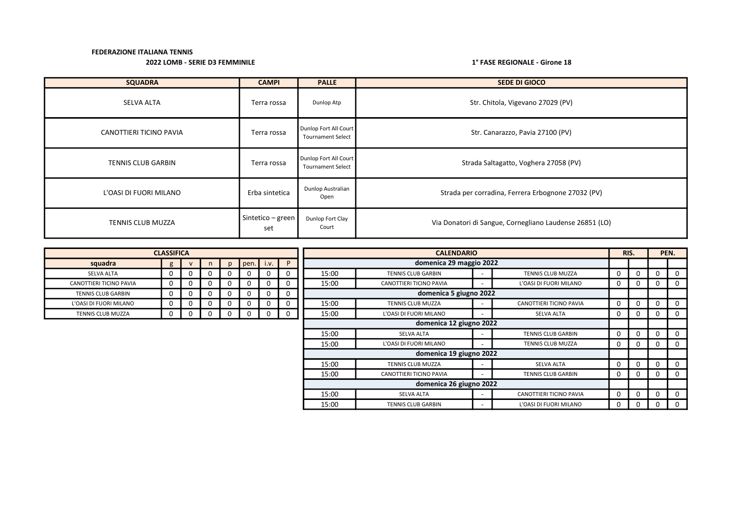**FEDERAZIONE ITALIANA TENNIS**

**2022 LOMB - SERIE D3 FEMMINILE**

**1° FASE REGIONALE - Girone 18**

| SQUADRA | CAMPI | PALLE | SEDE DI GIOCO |
|---|---|---|---|
| SELVA ALTA | Terra rossa | Dunlop Atp | Str. Chitola, Vigevano 27029 (PV) |
| CANOTTIERI TICINO PAVIA | Terra rossa | Dunlop Fort All Court Tournament Select | Str. Canarazzo, Pavia 27100 (PV) |
| TENNIS CLUB GARBIN | Terra rossa | Dunlop Fort All Court Tournament Select | Strada Saltagatto, Voghera 27058 (PV) |
| L'OASI DI FUORI MILANO | Erba sintetica | Dunlop Australian Open | Strada per corradina, Ferrera Erbognone 27032 (PV) |
| TENNIS CLUB MUZZA | Sintetico – green set | Dunlop Fort Clay Court | Via Donatori di Sangue, Cornegliano Laudense 26851 (LO) |

**CLASSIFICA**

| squadra | g | v | n | p | pen. | i.v. | P |
|---|---|---|---|---|---|---|---|
| SELVA ALTA | 0 | 0 | 0 | 0 | 0 | 0 | 0 |
| CANOTTIERI TICINO PAVIA | 0 | 0 | 0 | 0 | 0 | 0 | 0 |
| TENNIS CLUB GARBIN | 0 | 0 | 0 | 0 | 0 | 0 | 0 |
| L'OASI DI FUORI MILANO | 0 | 0 | 0 | 0 | 0 | 0 | 0 |
| TENNIS CLUB MUZZA | 0 | 0 | 0 | 0 | 0 | 0 | 0 |

**CALENDARIO**

| Ora | Casa | | Ospite | RIS. | | PEN. | |
|---|---|---|---|---|---|---|---|
| **domenica 29 maggio 2022** | | | | | | | |
| 15:00 | TENNIS CLUB GARBIN | - | TENNIS CLUB MUZZA | 0 | 0 | 0 | 0 |
| 15:00 | CANOTTIERI TICINO PAVIA | - | L'OASI DI FUORI MILANO | 0 | 0 | 0 | 0 |
| **domenica 5 giugno 2022** | | | | | | | |
| 15:00 | TENNIS CLUB MUZZA | - | CANOTTIERI TICINO PAVIA | 0 | 0 | 0 | 0 |
| 15:00 | L'OASI DI FUORI MILANO | - | SELVA ALTA | 0 | 0 | 0 | 0 |
| **domenica 12 giugno 2022** | | | | | | | |
| 15:00 | SELVA ALTA | - | TENNIS CLUB GARBIN | 0 | 0 | 0 | 0 |
| 15:00 | L'OASI DI FUORI MILANO | - | TENNIS CLUB MUZZA | 0 | 0 | 0 | 0 |
| **domenica 19 giugno 2022** | | | | | | | |
| 15:00 | TENNIS CLUB MUZZA | - | SELVA ALTA | 0 | 0 | 0 | 0 |
| 15:00 | CANOTTIERI TICINO PAVIA | - | TENNIS CLUB GARBIN | 0 | 0 | 0 | 0 |
| **domenica 26 giugno 2022** | | | | | | | |
| 15:00 | SELVA ALTA | - | CANOTTIERI TICINO PAVIA | 0 | 0 | 0 | 0 |
| 15:00 | TENNIS CLUB GARBIN | - | L'OASI DI FUORI MILANO | 0 | 0 | 0 | 0 |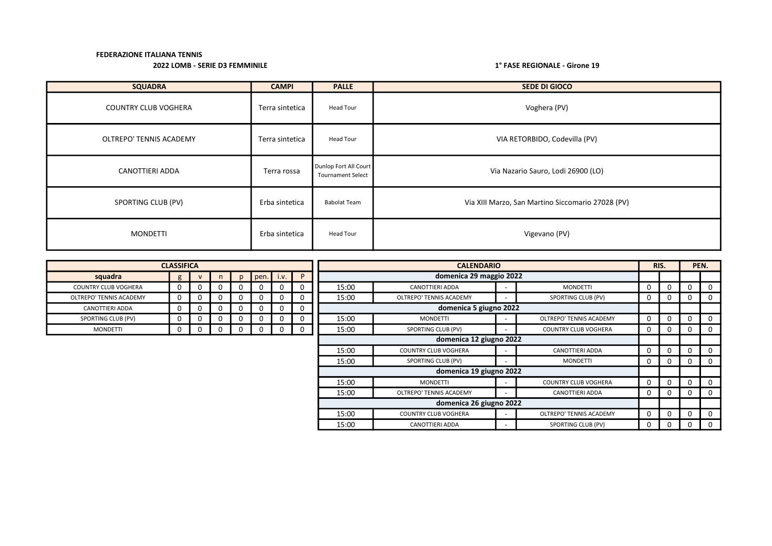**FEDERAZIONE ITALIANA TENNIS**

**2022 LOMB - SERIE D3 FEMMINILE**

**1° FASE REGIONALE - Girone 19**

| SQUADRA | CAMPI | PALLE | SEDE DI GIOCO |
|---|---|---|---|
| COUNTRY CLUB VOGHERA | Terra sintetica | Head Tour | Voghera (PV) |
| OLTREPO' TENNIS ACADEMY | Terra sintetica | Head Tour | VIA RETORBIDO, Codevilla (PV) |
| CANOTTIERI ADDA | Terra rossa | Dunlop Fort All Court Tournament Select | Via Nazario Sauro, Lodi 26900 (LO) |
| SPORTING CLUB (PV) | Erba sintetica | Babolat Team | Via XIII Marzo, San Martino Siccomario 27028 (PV) |
| MONDETTI | Erba sintetica | Head Tour | Vigevano (PV) |

| CLASSIFICA | | | | | | | |
|---|---|---|---|---|---|---|---|
| squadra | g | v | n | p | pen. | i.v. | P |
| COUNTRY CLUB VOGHERA | 0 | 0 | 0 | 0 | 0 | 0 | 0 |
| OLTREPO' TENNIS ACADEMY | 0 | 0 | 0 | 0 | 0 | 0 | 0 |
| CANOTTIERI ADDA | 0 | 0 | 0 | 0 | 0 | 0 | 0 |
| SPORTING CLUB (PV) | 0 | 0 | 0 | 0 | 0 | 0 | 0 |
| MONDETTI | 0 | 0 | 0 | 0 | 0 | 0 | 0 |

| CALENDARIO | | | | RIS. | | PEN. | |
|---|---|---|---|---|---|---|---|
| **domenica 29 maggio 2022** | | | | | | | |
| 15:00 | CANOTTIERI ADDA | - | MONDETTI | 0 | 0 | 0 | 0 |
| 15:00 | OLTREPO' TENNIS ACADEMY | - | SPORTING CLUB (PV) | 0 | 0 | 0 | 0 |
| **domenica 5 giugno 2022** | | | | | | | |
| 15:00 | MONDETTI | - | OLTREPO' TENNIS ACADEMY | 0 | 0 | 0 | 0 |
| 15:00 | SPORTING CLUB (PV) | - | COUNTRY CLUB VOGHERA | 0 | 0 | 0 | 0 |
| **domenica 12 giugno 2022** | | | | | | | |
| 15:00 | COUNTRY CLUB VOGHERA | - | CANOTTIERI ADDA | 0 | 0 | 0 | 0 |
| 15:00 | SPORTING CLUB (PV) | - | MONDETTI | 0 | 0 | 0 | 0 |
| **domenica 19 giugno 2022** | | | | | | | |
| 15:00 | MONDETTI | - | COUNTRY CLUB VOGHERA | 0 | 0 | 0 | 0 |
| 15:00 | OLTREPO' TENNIS ACADEMY | - | CANOTTIERI ADDA | 0 | 0 | 0 | 0 |
| **domenica 26 giugno 2022** | | | | | | | |
| 15:00 | COUNTRY CLUB VOGHERA | - | OLTREPO' TENNIS ACADEMY | 0 | 0 | 0 | 0 |
| 15:00 | CANOTTIERI ADDA | - | SPORTING CLUB (PV) | 0 | 0 | 0 | 0 |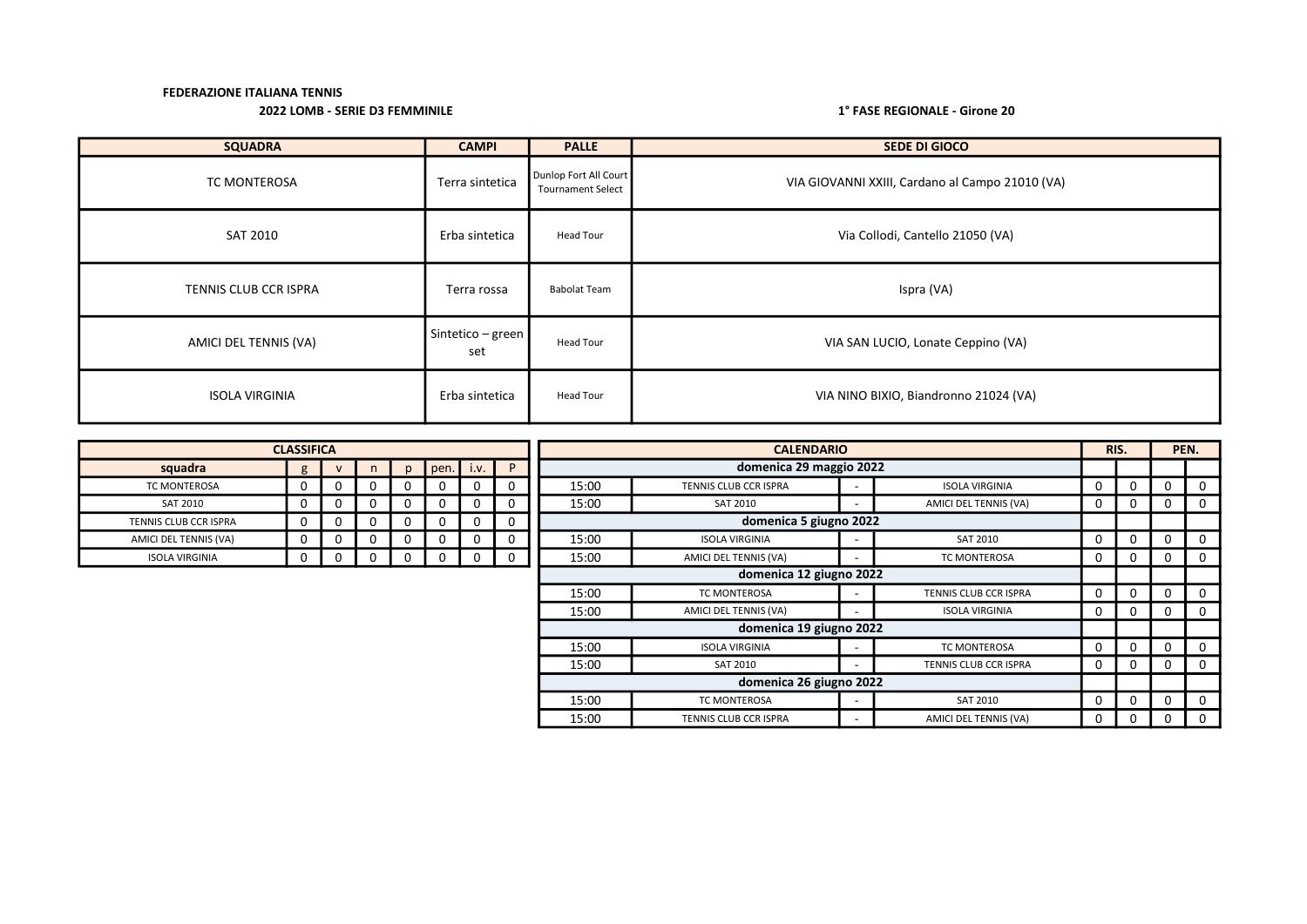**FEDERAZIONE ITALIANA TENNIS**

**2022 LOMB - SERIE D3 FEMMINILE**

**1° FASE REGIONALE - Girone 20**

| SQUADRA | CAMPI | PALLE | SEDE DI GIOCO |
|---|---|---|---|
| TC MONTEROSA | Terra sintetica | Dunlop Fort All Court Tournament Select | VIA GIOVANNI XXIII, Cardano al Campo 21010 (VA) |
| SAT 2010 | Erba sintetica | Head Tour | Via Collodi, Cantello 21050 (VA) |
| TENNIS CLUB CCR ISPRA | Terra rossa | Babolat Team | Ispra (VA) |
| AMICI DEL TENNIS (VA) | Sintetico – green set | Head Tour | VIA SAN LUCIO, Lonate Ceppino (VA) |
| ISOLA VIRGINIA | Erba sintetica | Head Tour | VIA NINO BIXIO, Biandronno 21024 (VA) |

| CLASSIFICA | | | | | | | |
|---|---|---|---|---|---|---|---|
| squadra | g | v | n | p | pen. | i.v. | P |
| TC MONTEROSA | 0 | 0 | 0 | 0 | 0 | 0 | 0 |
| SAT 2010 | 0 | 0 | 0 | 0 | 0 | 0 | 0 |
| TENNIS CLUB CCR ISPRA | 0 | 0 | 0 | 0 | 0 | 0 | 0 |
| AMICI DEL TENNIS (VA) | 0 | 0 | 0 | 0 | 0 | 0 | 0 |
| ISOLA VIRGINIA | 0 | 0 | 0 | 0 | 0 | 0 | 0 |

| CALENDARIO | | | | RIS. | | PEN. | |
|---|---|---|---|---|---|---|---|
| **domenica 29 maggio 2022** | | | | | | | |
| 15:00 | TENNIS CLUB CCR ISPRA | - | ISOLA VIRGINIA | 0 | 0 | 0 | 0 |
| 15:00 | SAT 2010 | - | AMICI DEL TENNIS (VA) | 0 | 0 | 0 | 0 |
| **domenica 5 giugno 2022** | | | | | | | |
| 15:00 | ISOLA VIRGINIA | - | SAT 2010 | 0 | 0 | 0 | 0 |
| 15:00 | AMICI DEL TENNIS (VA) | - | TC MONTEROSA | 0 | 0 | 0 | 0 |
| **domenica 12 giugno 2022** | | | | | | | |
| 15:00 | TC MONTEROSA | - | TENNIS CLUB CCR ISPRA | 0 | 0 | 0 | 0 |
| 15:00 | AMICI DEL TENNIS (VA) | - | ISOLA VIRGINIA | 0 | 0 | 0 | 0 |
| **domenica 19 giugno 2022** | | | | | | | |
| 15:00 | ISOLA VIRGINIA | - | TC MONTEROSA | 0 | 0 | 0 | 0 |
| 15:00 | SAT 2010 | - | TENNIS CLUB CCR ISPRA | 0 | 0 | 0 | 0 |
| **domenica 26 giugno 2022** | | | | | | | |
| 15:00 | TC MONTEROSA | - | SAT 2010 | 0 | 0 | 0 | 0 |
| 15:00 | TENNIS CLUB CCR ISPRA | - | AMICI DEL TENNIS (VA) | 0 | 0 | 0 | 0 |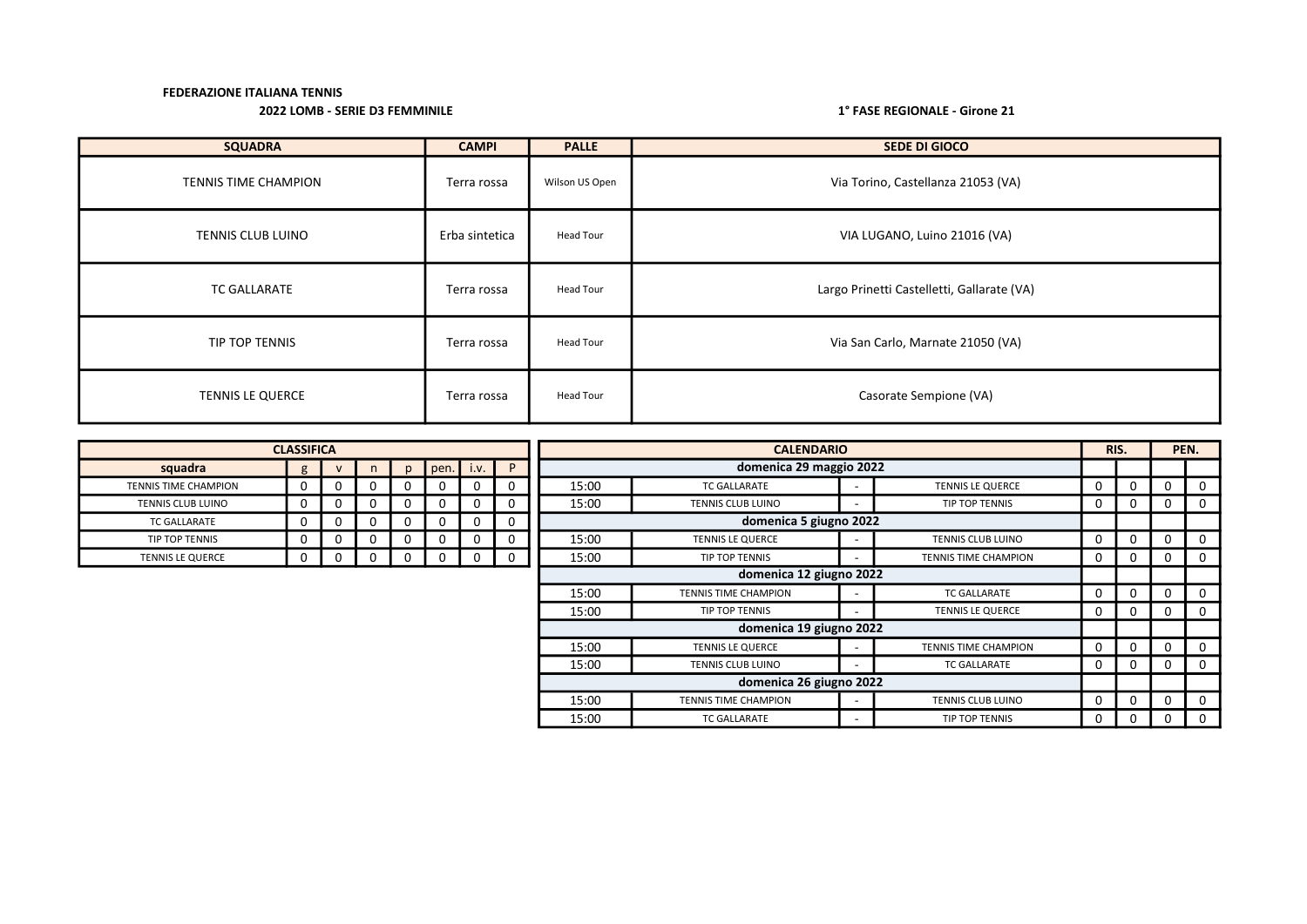**FEDERAZIONE ITALIANA TENNIS**

**2022 LOMB - SERIE D3 FEMMINILE**

**1° FASE REGIONALE - Girone 21**

| SQUADRA | CAMPI | PALLE | SEDE DI GIOCO |
|---|---|---|---|
| TENNIS TIME CHAMPION | Terra rossa | Wilson US Open | Via Torino, Castellanza 21053 (VA) |
| TENNIS CLUB LUINO | Erba sintetica | Head Tour | VIA LUGANO, Luino 21016 (VA) |
| TC GALLARATE | Terra rossa | Head Tour | Largo Prinetti Castelletti, Gallarate (VA) |
| TIP TOP TENNIS | Terra rossa | Head Tour | Via San Carlo, Marnate 21050 (VA) |
| TENNIS LE QUERCE | Terra rossa | Head Tour | Casorate Sempione (VA) |

| CLASSIFICA | | | | | | | |
|---|---|---|---|---|---|---|---|
| squadra | g | v | n | p | pen. | i.v. | P |
| TENNIS TIME CHAMPION | 0 | 0 | 0 | 0 | 0 | 0 | 0 |
| TENNIS CLUB LUINO | 0 | 0 | 0 | 0 | 0 | 0 | 0 |
| TC GALLARATE | 0 | 0 | 0 | 0 | 0 | 0 | 0 |
| TIP TOP TENNIS | 0 | 0 | 0 | 0 | 0 | 0 | 0 |
| TENNIS LE QUERCE | 0 | 0 | 0 | 0 | 0 | 0 | 0 |

| CALENDARIO | | | | RIS. | | PEN. | |
|---|---|---|---|---|---|---|---|
| domenica 29 maggio 2022 | | | | | | | |
| 15:00 | TC GALLARATE | - | TENNIS LE QUERCE | 0 | 0 | 0 | 0 |
| 15:00 | TENNIS CLUB LUINO | - | TIP TOP TENNIS | 0 | 0 | 0 | 0 |
| domenica 5 giugno 2022 | | | | | | | |
| 15:00 | TENNIS LE QUERCE | - | TENNIS CLUB LUINO | 0 | 0 | 0 | 0 |
| 15:00 | TIP TOP TENNIS | - | TENNIS TIME CHAMPION | 0 | 0 | 0 | 0 |
| domenica 12 giugno 2022 | | | | | | | |
| 15:00 | TENNIS TIME CHAMPION | - | TC GALLARATE | 0 | 0 | 0 | 0 |
| 15:00 | TIP TOP TENNIS | - | TENNIS LE QUERCE | 0 | 0 | 0 | 0 |
| domenica 19 giugno 2022 | | | | | | | |
| 15:00 | TENNIS LE QUERCE | - | TENNIS TIME CHAMPION | 0 | 0 | 0 | 0 |
| 15:00 | TENNIS CLUB LUINO | - | TC GALLARATE | 0 | 0 | 0 | 0 |
| domenica 26 giugno 2022 | | | | | | | |
| 15:00 | TENNIS TIME CHAMPION | - | TENNIS CLUB LUINO | 0 | 0 | 0 | 0 |
| 15:00 | TC GALLARATE | - | TIP TOP TENNIS | 0 | 0 | 0 | 0 |